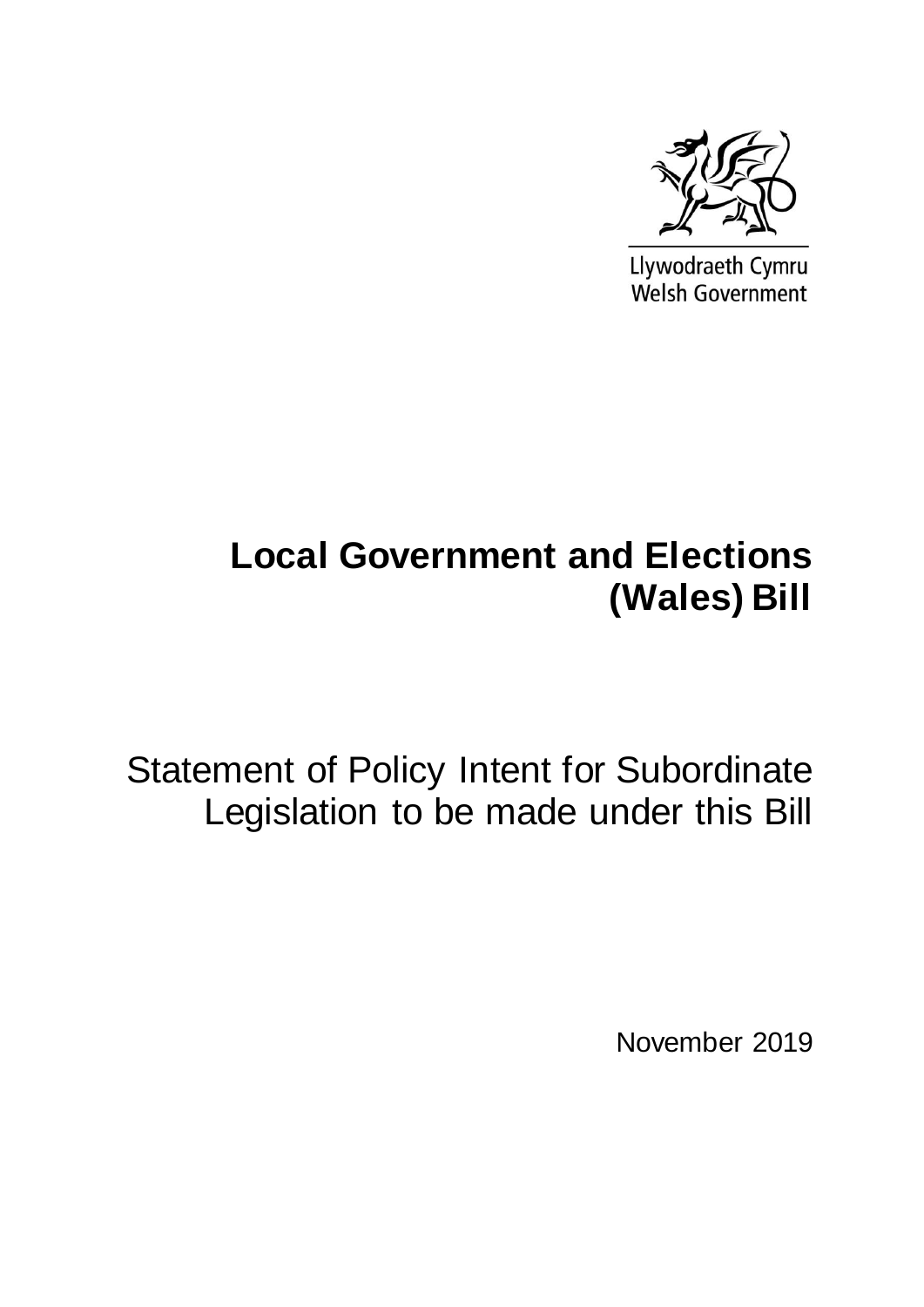Llywodraeth Cymru
Welsh Government

# Local Government and Elections (Wales) Bill

## Statement of Policy Intent for Subordinate Legislation to be made under this Bill

November 2019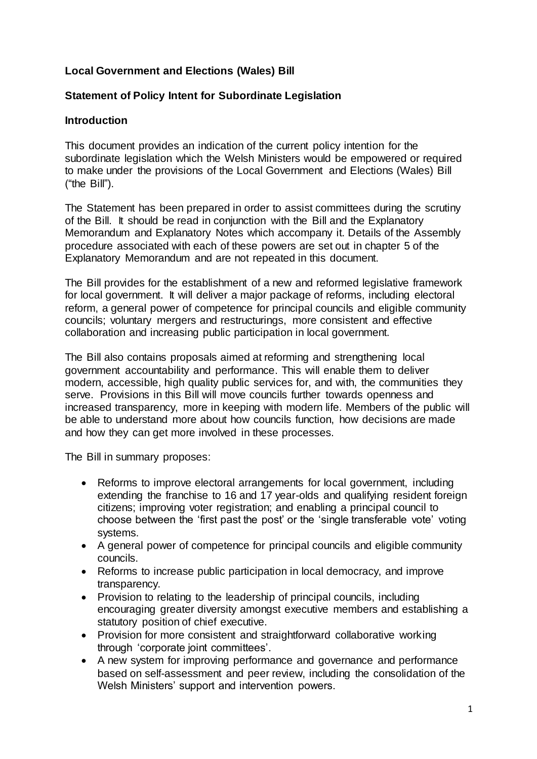**Local Government and Elections (Wales) Bill**

**Statement of Policy Intent for Subordinate Legislation**

**Introduction**

This document provides an indication of the current policy intention for the subordinate legislation which the Welsh Ministers would be empowered or required to make under the provisions of the Local Government and Elections (Wales) Bill ("the Bill").

The Statement has been prepared in order to assist committees during the scrutiny of the Bill. It should be read in conjunction with the Bill and the Explanatory Memorandum and Explanatory Notes which accompany it. Details of the Assembly procedure associated with each of these powers are set out in chapter 5 of the Explanatory Memorandum and are not repeated in this document.

The Bill provides for the establishment of a new and reformed legislative framework for local government. It will deliver a major package of reforms, including electoral reform, a general power of competence for principal councils and eligible community councils; voluntary mergers and restructurings, more consistent and effective collaboration and increasing public participation in local government.

The Bill also contains proposals aimed at reforming and strengthening local government accountability and performance. This will enable them to deliver modern, accessible, high quality public services for, and with, the communities they serve. Provisions in this Bill will move councils further towards openness and increased transparency, more in keeping with modern life. Members of the public will be able to understand more about how councils function, how decisions are made and how they can get more involved in these processes.

The Bill in summary proposes:

- Reforms to improve electoral arrangements for local government, including extending the franchise to 16 and 17 year-olds and qualifying resident foreign citizens; improving voter registration; and enabling a principal council to choose between the 'first past the post' or the 'single transferable vote' voting systems.
- A general power of competence for principal councils and eligible community councils.
- Reforms to increase public participation in local democracy, and improve transparency.
- Provision to relating to the leadership of principal councils, including encouraging greater diversity amongst executive members and establishing a statutory position of chief executive.
- Provision for more consistent and straightforward collaborative working through 'corporate joint committees'.
- A new system for improving performance and governance and performance based on self-assessment and peer review, including the consolidation of the Welsh Ministers' support and intervention powers.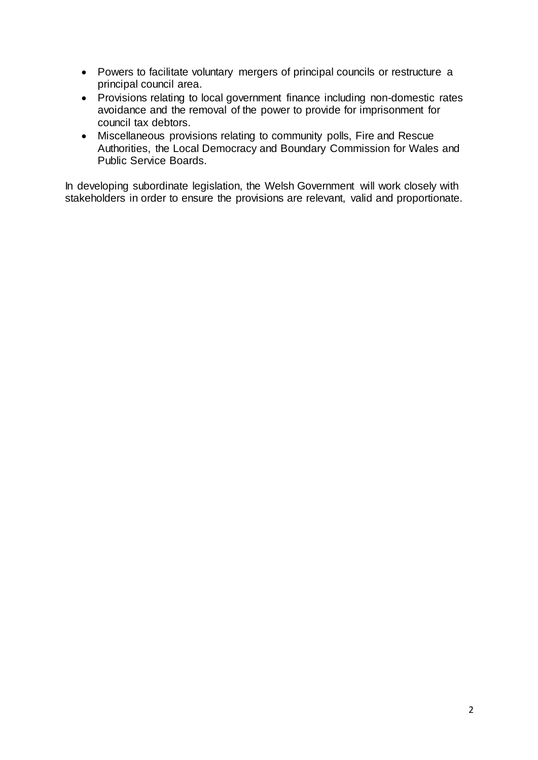- Powers to facilitate voluntary mergers of principal councils or restructure a principal council area.
- Provisions relating to local government finance including non-domestic rates avoidance and the removal of the power to provide for imprisonment for council tax debtors.
- Miscellaneous provisions relating to community polls, Fire and Rescue Authorities, the Local Democracy and Boundary Commission for Wales and Public Service Boards.

In developing subordinate legislation, the Welsh Government will work closely with stakeholders in order to ensure the provisions are relevant, valid and proportionate.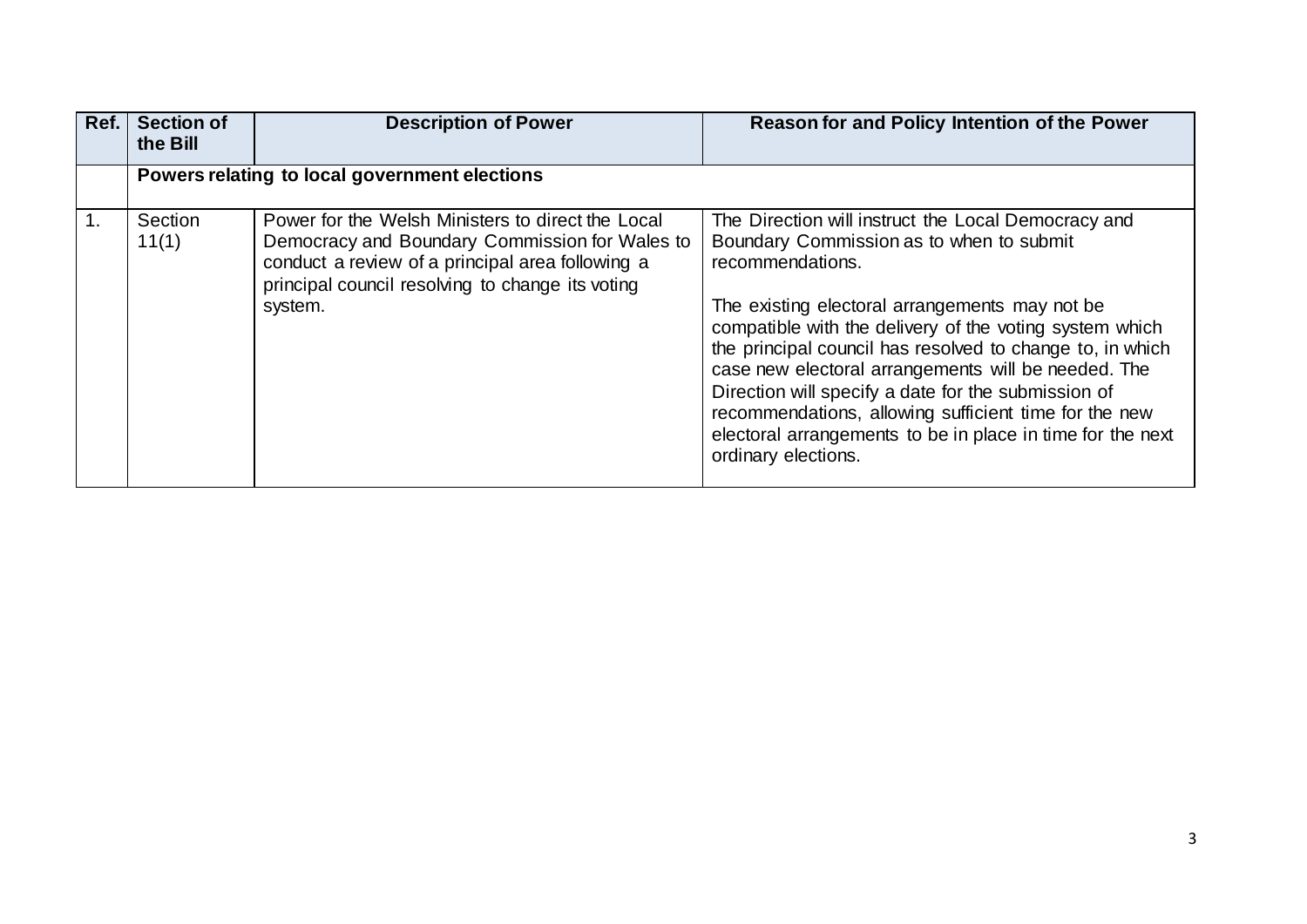| Ref. | Section of the Bill | Description of Power | Reason for and Policy Intention of the Power |
| --- | --- | --- | --- |
| | **Powers relating to local government elections** | | |
| 1. | Section 11(1) | Power for the Welsh Ministers to direct the Local Democracy and Boundary Commission for Wales to conduct a review of a principal area following a principal council resolving to change its voting system. | The Direction will instruct the Local Democracy and Boundary Commission as to when to submit recommendations.<br><br>The existing electoral arrangements may not be compatible with the delivery of the voting system which the principal council has resolved to change to, in which case new electoral arrangements will be needed. The Direction will specify a date for the submission of recommendations, allowing sufficient time for the new electoral arrangements to be in place in time for the next ordinary elections. |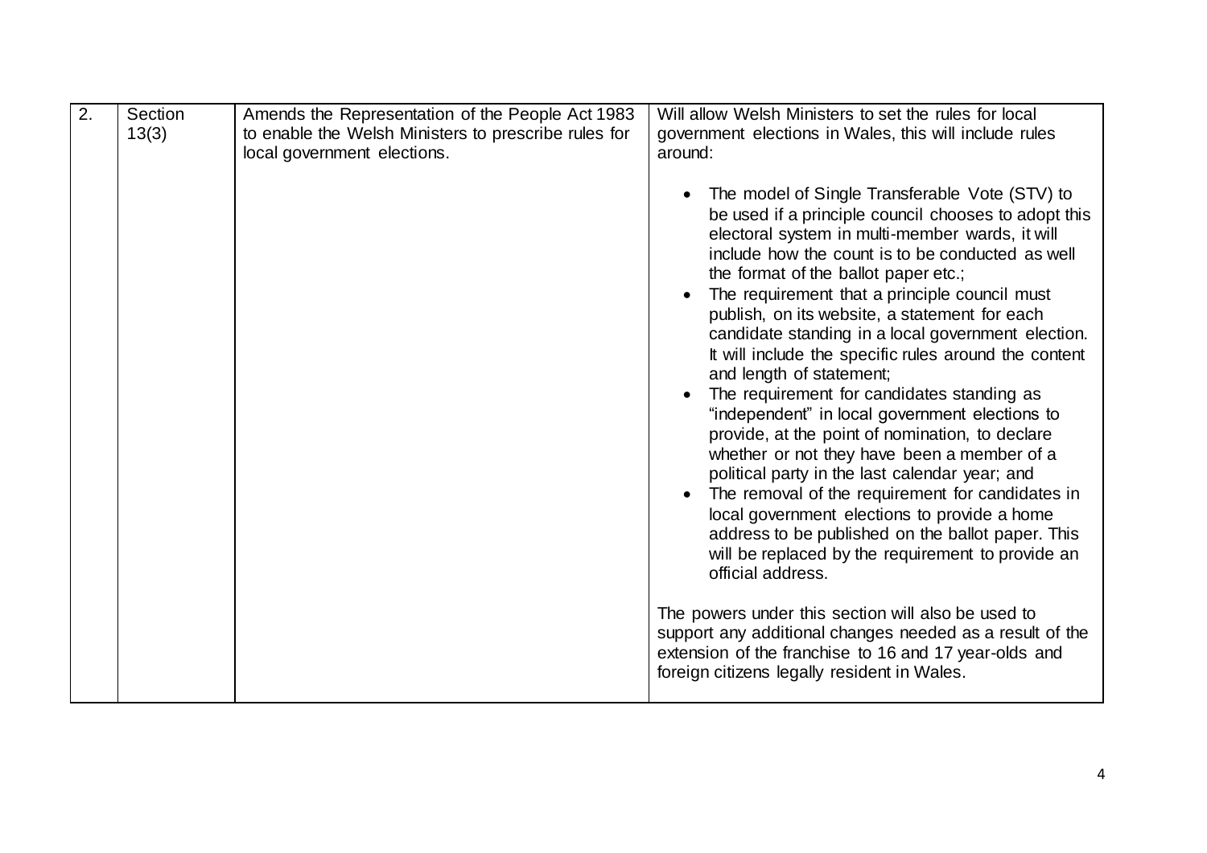| 2. | Section 13(3) | Amends the Representation of the People Act 1983 to enable the Welsh Ministers to prescribe rules for local government elections. | Will allow Welsh Ministers to set the rules for local government elections in Wales, this will include rules around:<br><br>• The model of Single Transferable Vote (STV) to be used if a principle council chooses to adopt this electoral system in multi-member wards, it will include how the count is to be conducted as well the format of the ballot paper etc.;<br>• The requirement that a principle council must publish, on its website, a statement for each candidate standing in a local government election. It will include the specific rules around the content and length of statement;<br>• The requirement for candidates standing as "independent" in local government elections to provide, at the point of nomination, to declare whether or not they have been a member of a political party in the last calendar year; and<br>• The removal of the requirement for candidates in local government elections to provide a home address to be published on the ballot paper. This will be replaced by the requirement to provide an official address.<br><br>The powers under this section will also be used to support any additional changes needed as a result of the extension of the franchise to 16 and 17 year-olds and foreign citizens legally resident in Wales. |
|---|---|---|---|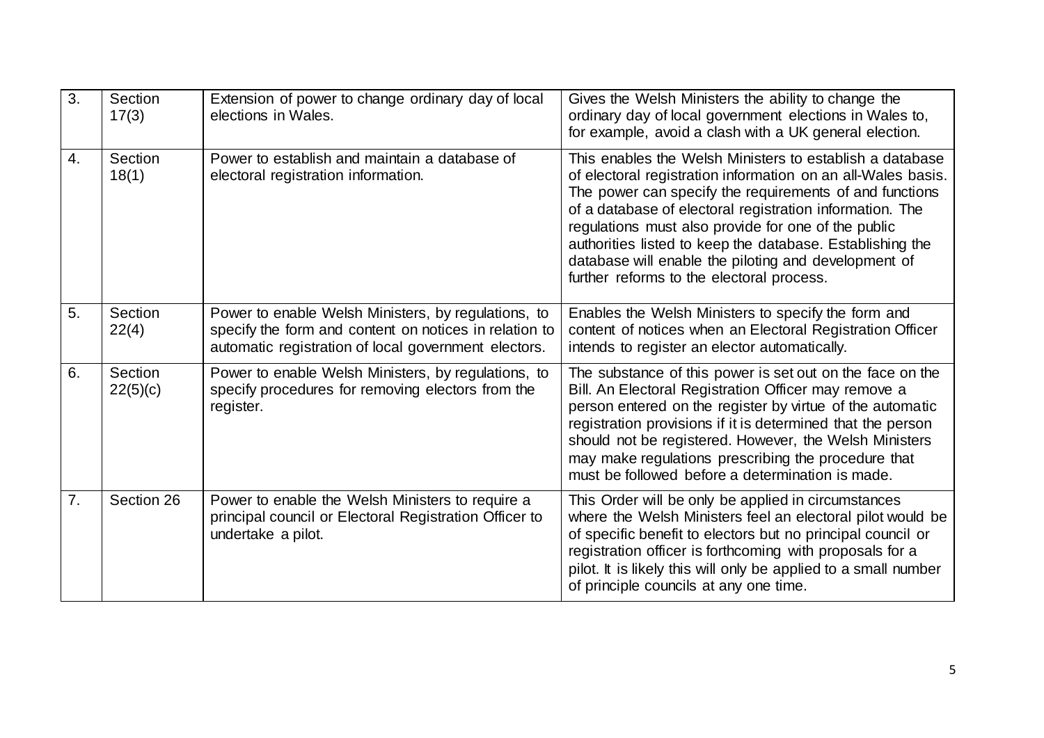| 3. | Section 17(3) | Extension of power to change ordinary day of local elections in Wales. | Gives the Welsh Ministers the ability to change the ordinary day of local government elections in Wales to, for example, avoid a clash with a UK general election. |
|---|---|---|---|
| 4. | Section 18(1) | Power to establish and maintain a database of electoral registration information. | This enables the Welsh Ministers to establish a database of electoral registration information on an all-Wales basis. The power can specify the requirements of and functions of a database of electoral registration information. The regulations must also provide for one of the public authorities listed to keep the database. Establishing the database will enable the piloting and development of further reforms to the electoral process. |
| 5. | Section 22(4) | Power to enable Welsh Ministers, by regulations, to specify the form and content on notices in relation to automatic registration of local government electors. | Enables the Welsh Ministers to specify the form and content of notices when an Electoral Registration Officer intends to register an elector automatically. |
| 6. | Section 22(5)(c) | Power to enable Welsh Ministers, by regulations, to specify procedures for removing electors from the register. | The substance of this power is set out on the face on the Bill. An Electoral Registration Officer may remove a person entered on the register by virtue of the automatic registration provisions if it is determined that the person should not be registered. However, the Welsh Ministers may make regulations prescribing the procedure that must be followed before a determination is made. |
| 7. | Section 26 | Power to enable the Welsh Ministers to require a principal council or Electoral Registration Officer to undertake a pilot. | This Order will be only be applied in circumstances where the Welsh Ministers feel an electoral pilot would be of specific benefit to electors but no principal council or registration officer is forthcoming with proposals for a pilot. It is likely this will only be applied to a small number of principle councils at any one time. |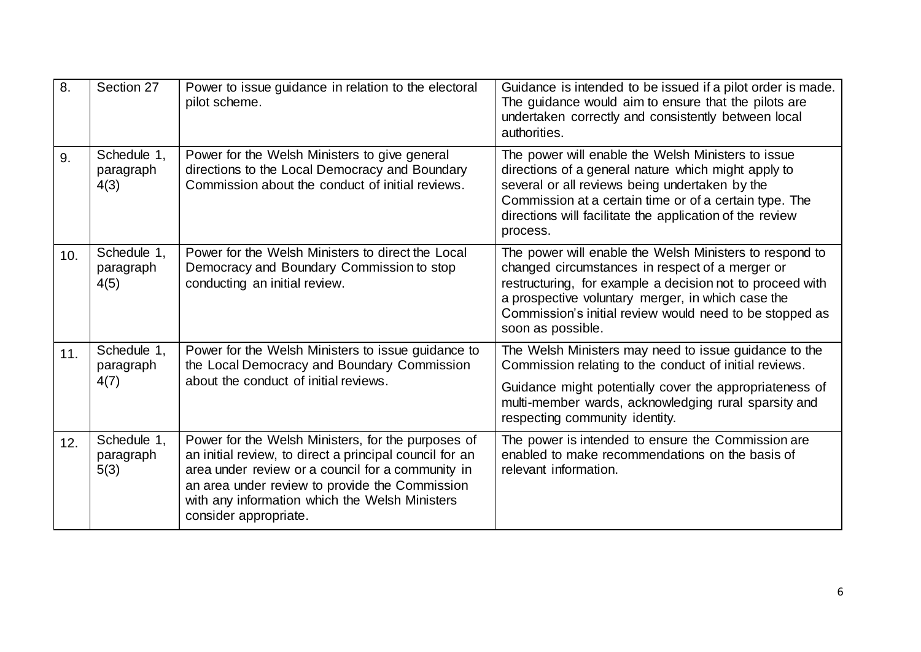| 8. | Section 27 | Power to issue guidance in relation to the electoral pilot scheme. | Guidance is intended to be issued if a pilot order is made. The guidance would aim to ensure that the pilots are undertaken correctly and consistently between local authorities. |
|---|---|---|---|
| 9. | Schedule 1, paragraph 4(3) | Power for the Welsh Ministers to give general directions to the Local Democracy and Boundary Commission about the conduct of initial reviews. | The power will enable the Welsh Ministers to issue directions of a general nature which might apply to several or all reviews being undertaken by the Commission at a certain time or of a certain type. The directions will facilitate the application of the review process. |
| 10. | Schedule 1, paragraph 4(5) | Power for the Welsh Ministers to direct the Local Democracy and Boundary Commission to stop conducting an initial review. | The power will enable the Welsh Ministers to respond to changed circumstances in respect of a merger or restructuring, for example a decision not to proceed with a prospective voluntary merger, in which case the Commission's initial review would need to be stopped as soon as possible. |
| 11. | Schedule 1, paragraph 4(7) | Power for the Welsh Ministers to issue guidance to the Local Democracy and Boundary Commission about the conduct of initial reviews. | The Welsh Ministers may need to issue guidance to the Commission relating to the conduct of initial reviews.<br><br>Guidance might potentially cover the appropriateness of multi-member wards, acknowledging rural sparsity and respecting community identity. |
| 12. | Schedule 1, paragraph 5(3) | Power for the Welsh Ministers, for the purposes of an initial review, to direct a principal council for an area under review or a council for a community in an area under review to provide the Commission with any information which the Welsh Ministers consider appropriate. | The power is intended to ensure the Commission are enabled to make recommendations on the basis of relevant information. |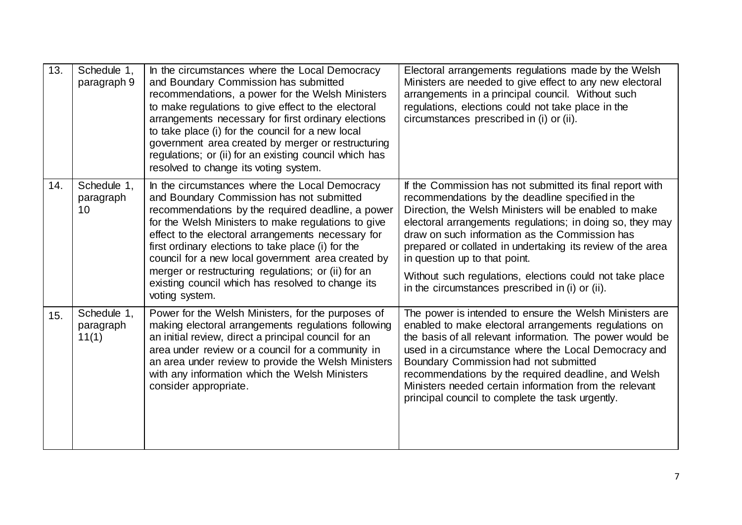| 13. | Schedule 1, paragraph 9 | In the circumstances where the Local Democracy and Boundary Commission has submitted recommendations, a power for the Welsh Ministers to make regulations to give effect to the electoral arrangements necessary for first ordinary elections to take place (i) for the council for a new local government area created by merger or restructuring regulations; or (ii) for an existing council which has resolved to change its voting system. | Electoral arrangements regulations made by the Welsh Ministers are needed to give effect to any new electoral arrangements in a principal council. Without such regulations, elections could not take place in the circumstances prescribed in (i) or (ii). |
|---|---|---|---|
| 14. | Schedule 1, paragraph 10 | In the circumstances where the Local Democracy and Boundary Commission has not submitted recommendations by the required deadline, a power for the Welsh Ministers to make regulations to give effect to the electoral arrangements necessary for first ordinary elections to take place (i) for the council for a new local government area created by merger or restructuring regulations; or (ii) for an existing council which has resolved to change its voting system. | If the Commission has not submitted its final report with recommendations by the deadline specified in the Direction, the Welsh Ministers will be enabled to make electoral arrangements regulations; in doing so, they may draw on such information as the Commission has prepared or collated in undertaking its review of the area in question up to that point.<br><br>Without such regulations, elections could not take place in the circumstances prescribed in (i) or (ii). |
| 15. | Schedule 1, paragraph 11(1) | Power for the Welsh Ministers, for the purposes of making electoral arrangements regulations following an initial review, direct a principal council for an area under review or a council for a community in an area under review to provide the Welsh Ministers with any information which the Welsh Ministers consider appropriate. | The power is intended to ensure the Welsh Ministers are enabled to make electoral arrangements regulations on the basis of all relevant information. The power would be used in a circumstance where the Local Democracy and Boundary Commission had not submitted recommendations by the required deadline, and Welsh Ministers needed certain information from the relevant principal council to complete the task urgently. |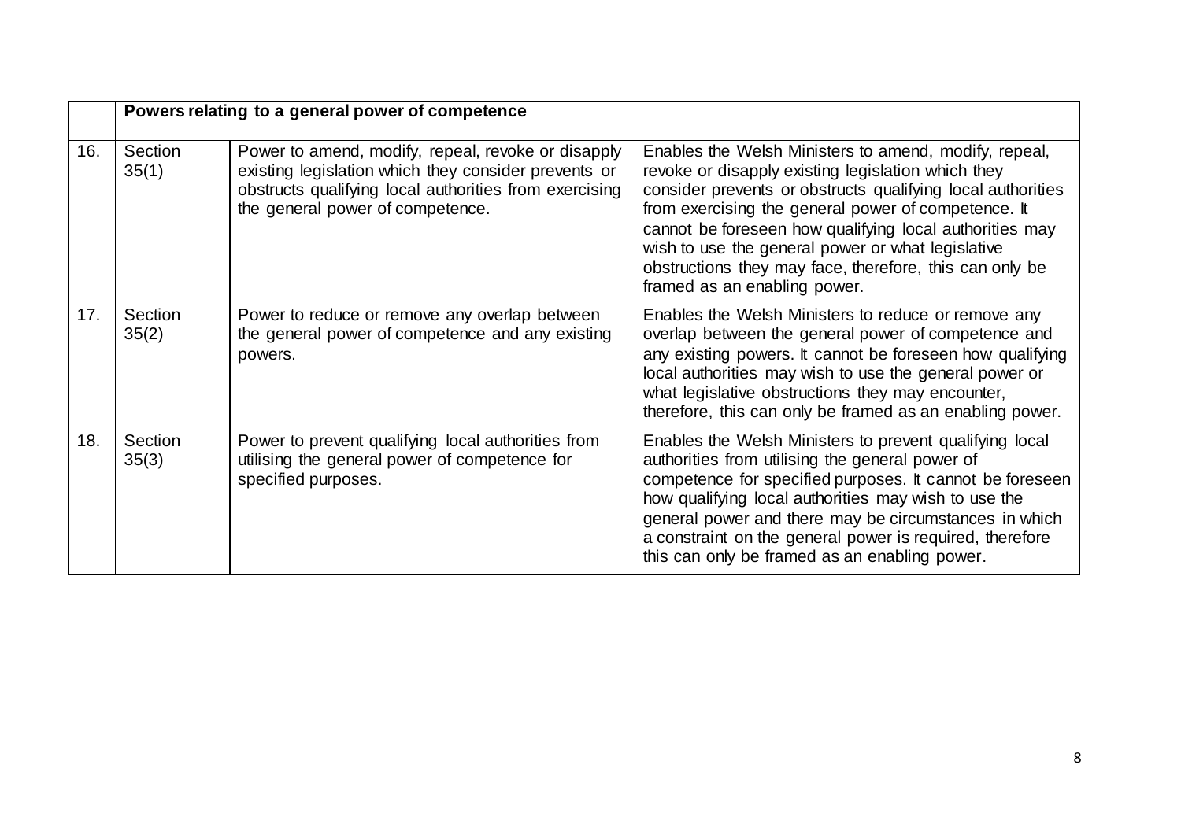| | Powers relating to a general power of competence | | |
|---|---|---|---|
| 16. | Section 35(1) | Power to amend, modify, repeal, revoke or disapply existing legislation which they consider prevents or obstructs qualifying local authorities from exercising the general power of competence. | Enables the Welsh Ministers to amend, modify, repeal, revoke or disapply existing legislation which they consider prevents or obstructs qualifying local authorities from exercising the general power of competence. It cannot be foreseen how qualifying local authorities may wish to use the general power or what legislative obstructions they may face, therefore, this can only be framed as an enabling power. |
| 17. | Section 35(2) | Power to reduce or remove any overlap between the general power of competence and any existing powers. | Enables the Welsh Ministers to reduce or remove any overlap between the general power of competence and any existing powers. It cannot be foreseen how qualifying local authorities may wish to use the general power or what legislative obstructions they may encounter, therefore, this can only be framed as an enabling power. |
| 18. | Section 35(3) | Power to prevent qualifying local authorities from utilising the general power of competence for specified purposes. | Enables the Welsh Ministers to prevent qualifying local authorities from utilising the general power of competence for specified purposes. It cannot be foreseen how qualifying local authorities may wish to use the general power and there may be circumstances in which a constraint on the general power is required, therefore this can only be framed as an enabling power. |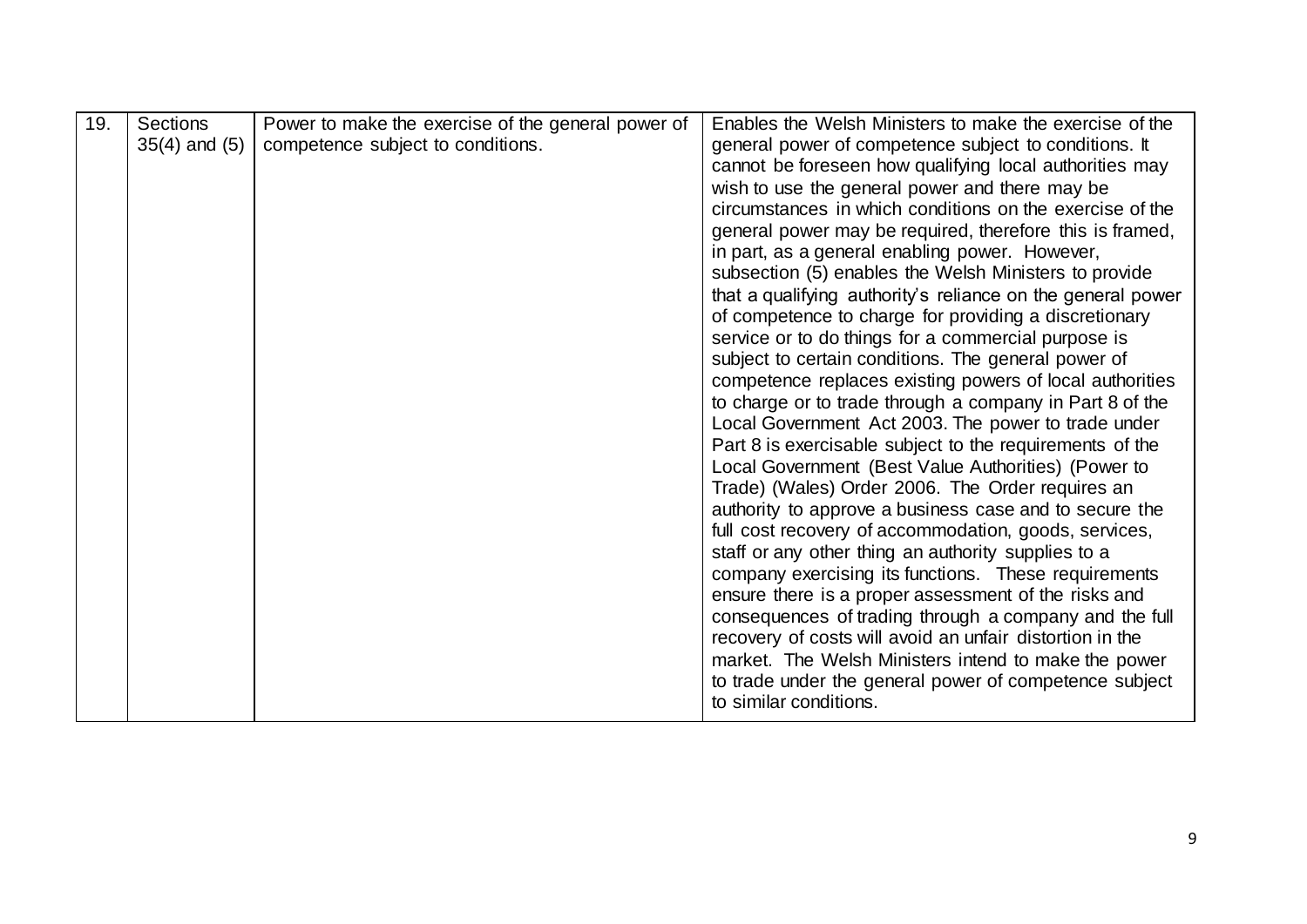| 19. | Sections 35(4) and (5) | Power to make the exercise of the general power of competence subject to conditions. | Enables the Welsh Ministers to make the exercise of the general power of competence subject to conditions. It cannot be foreseen how qualifying local authorities may wish to use the general power and there may be circumstances in which conditions on the exercise of the general power may be required, therefore this is framed, in part, as a general enabling power. However, subsection (5) enables the Welsh Ministers to provide that a qualifying authority's reliance on the general power of competence to charge for providing a discretionary service or to do things for a commercial purpose is subject to certain conditions. The general power of competence replaces existing powers of local authorities to charge or to trade through a company in Part 8 of the Local Government Act 2003. The power to trade under Part 8 is exercisable subject to the requirements of the Local Government (Best Value Authorities) (Power to Trade) (Wales) Order 2006. The Order requires an authority to approve a business case and to secure the full cost recovery of accommodation, goods, services, staff or any other thing an authority supplies to a company exercising its functions. These requirements ensure there is a proper assessment of the risks and consequences of trading through a company and the full recovery of costs will avoid an unfair distortion in the market. The Welsh Ministers intend to make the power to trade under the general power of competence subject to similar conditions. |
|---|---|---|---|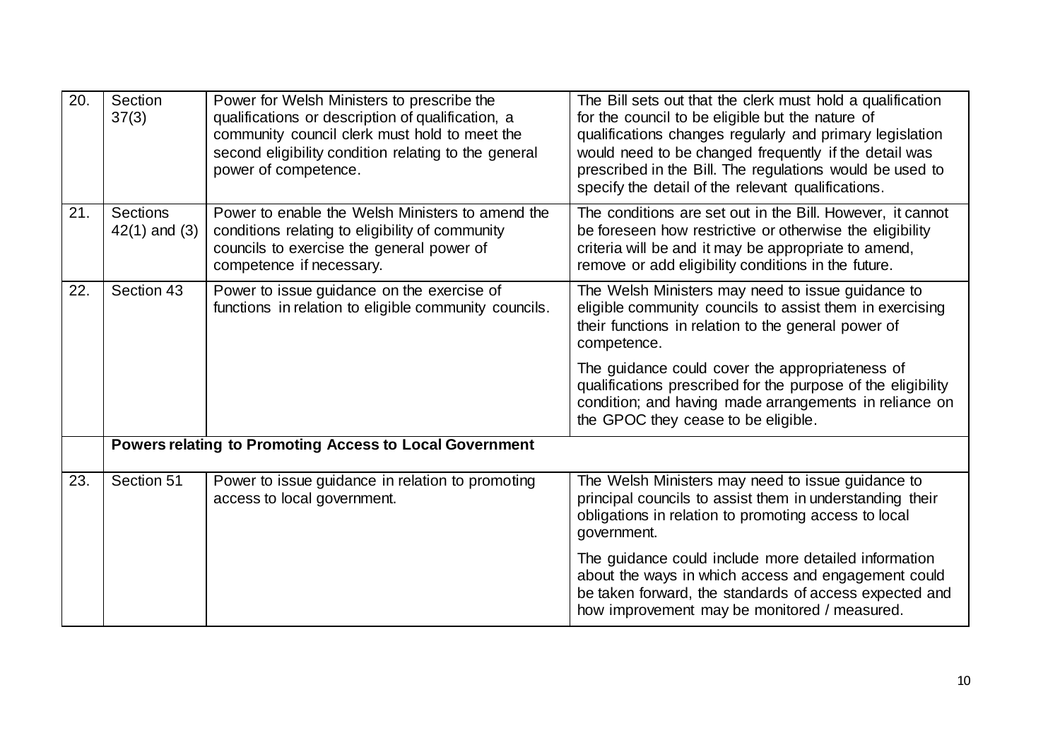| | | | |
|---|---|---|---|
| 20. | Section 37(3) | Power for Welsh Ministers to prescribe the qualifications or description of qualification, a community council clerk must hold to meet the second eligibility condition relating to the general power of competence. | The Bill sets out that the clerk must hold a qualification for the council to be eligible but the nature of qualifications changes regularly and primary legislation would need to be changed frequently if the detail was prescribed in the Bill. The regulations would be used to specify the detail of the relevant qualifications. |
| 21. | Sections 42(1) and (3) | Power to enable the Welsh Ministers to amend the conditions relating to eligibility of community councils to exercise the general power of competence if necessary. | The conditions are set out in the Bill. However, it cannot be foreseen how restrictive or otherwise the eligibility criteria will be and it may be appropriate to amend, remove or add eligibility conditions in the future. |
| 22. | Section 43 | Power to issue guidance on the exercise of functions in relation to eligible community councils. | The Welsh Ministers may need to issue guidance to eligible community councils to assist them in exercising their functions in relation to the general power of competence.<br><br>The guidance could cover the appropriateness of qualifications prescribed for the purpose of the eligibility condition; and having made arrangements in reliance on the GPOC they cease to be eligible. |
| | **Powers relating to Promoting Access to Local Government** | | |
| 23. | Section 51 | Power to issue guidance in relation to promoting access to local government. | The Welsh Ministers may need to issue guidance to principal councils to assist them in understanding their obligations in relation to promoting access to local government.<br><br>The guidance could include more detailed information about the ways in which access and engagement could be taken forward, the standards of access expected and how improvement may be monitored / measured. |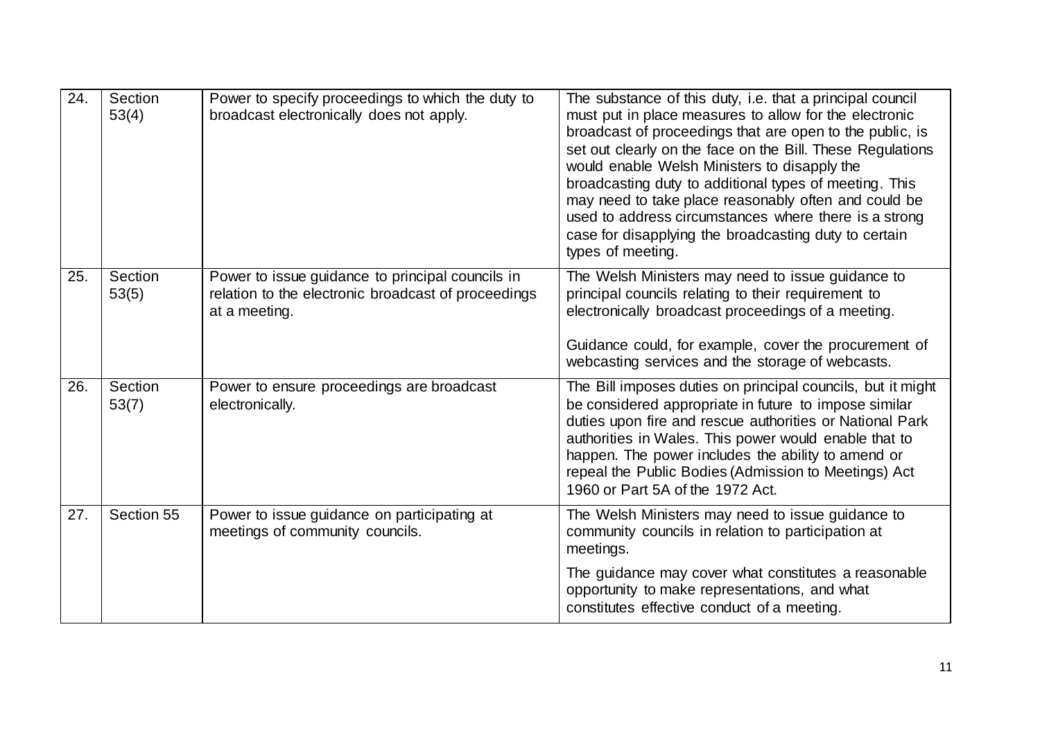| | | | |
|---|---|---|---|
| 24. | Section 53(4) | Power to specify proceedings to which the duty to broadcast electronically does not apply. | The substance of this duty, i.e. that a principal council must put in place measures to allow for the electronic broadcast of proceedings that are open to the public, is set out clearly on the face on the Bill. These Regulations would enable Welsh Ministers to disapply the broadcasting duty to additional types of meeting. This may need to take place reasonably often and could be used to address circumstances where there is a strong case for disapplying the broadcasting duty to certain types of meeting. |
| 25. | Section 53(5) | Power to issue guidance to principal councils in relation to the electronic broadcast of proceedings at a meeting. | The Welsh Ministers may need to issue guidance to principal councils relating to their requirement to electronically broadcast proceedings of a meeting.<br><br>Guidance could, for example, cover the procurement of webcasting services and the storage of webcasts. |
| 26. | Section 53(7) | Power to ensure proceedings are broadcast electronically. | The Bill imposes duties on principal councils, but it might be considered appropriate in future to impose similar duties upon fire and rescue authorities or National Park authorities in Wales. This power would enable that to happen. The power includes the ability to amend or repeal the Public Bodies (Admission to Meetings) Act 1960 or Part 5A of the 1972 Act. |
| 27. | Section 55 | Power to issue guidance on participating at meetings of community councils. | The Welsh Ministers may need to issue guidance to community councils in relation to participation at meetings.<br><br>The guidance may cover what constitutes a reasonable opportunity to make representations, and what constitutes effective conduct of a meeting. |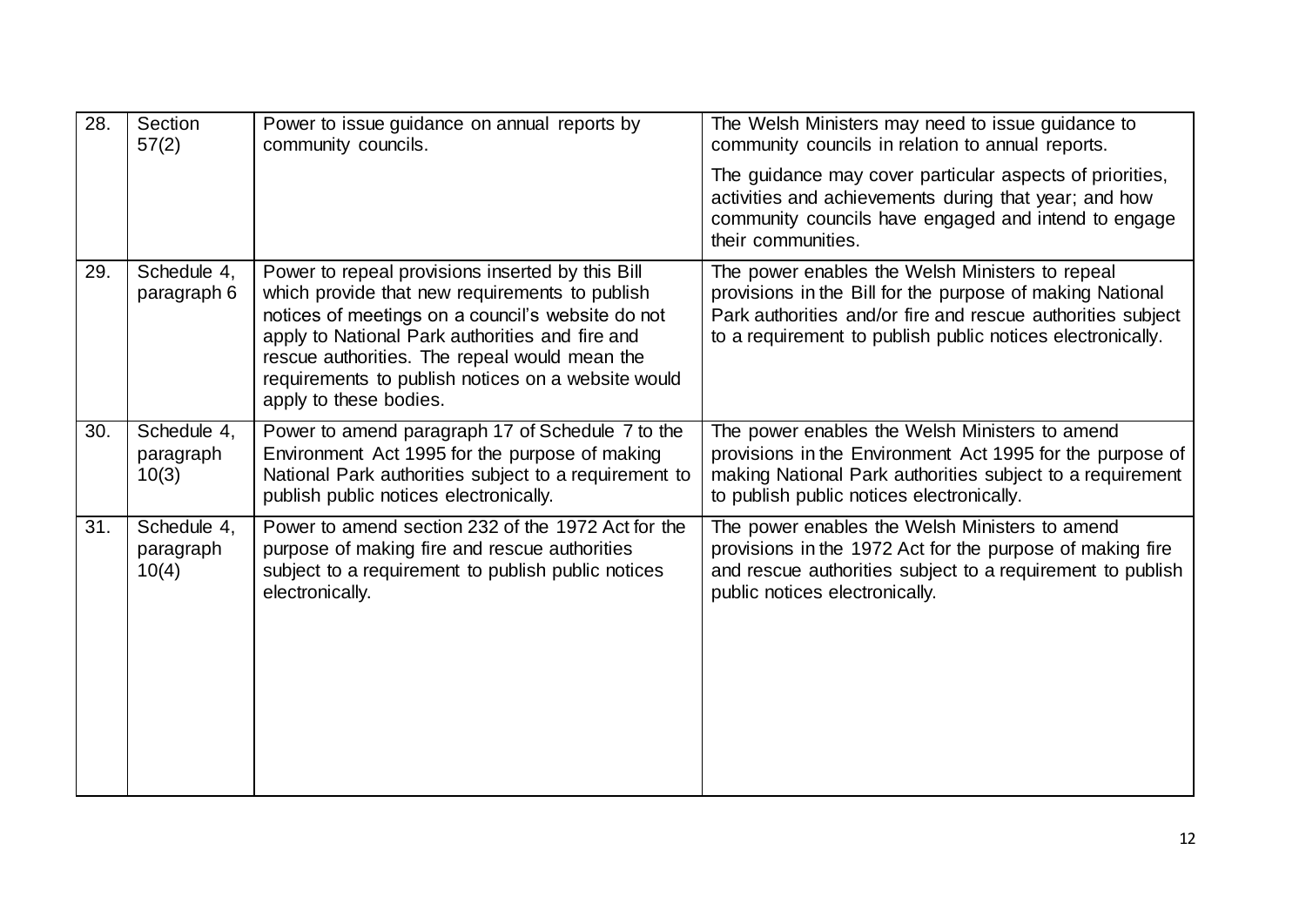| 28. | Section 57(2) | Power to issue guidance on annual reports by community councils. | The Welsh Ministers may need to issue guidance to community councils in relation to annual reports.<br><br>The guidance may cover particular aspects of priorities, activities and achievements during that year; and how community councils have engaged and intend to engage their communities. |
|---|---|---|---|
| 29. | Schedule 4, paragraph 6 | Power to repeal provisions inserted by this Bill which provide that new requirements to publish notices of meetings on a council's website do not apply to National Park authorities and fire and rescue authorities. The repeal would mean the requirements to publish notices on a website would apply to these bodies. | The power enables the Welsh Ministers to repeal provisions in the Bill for the purpose of making National Park authorities and/or fire and rescue authorities subject to a requirement to publish public notices electronically. |
| 30. | Schedule 4, paragraph 10(3) | Power to amend paragraph 17 of Schedule 7 to the Environment Act 1995 for the purpose of making National Park authorities subject to a requirement to publish public notices electronically. | The power enables the Welsh Ministers to amend provisions in the Environment Act 1995 for the purpose of making National Park authorities subject to a requirement to publish public notices electronically. |
| 31. | Schedule 4, paragraph 10(4) | Power to amend section 232 of the 1972 Act for the purpose of making fire and rescue authorities subject to a requirement to publish public notices electronically. | The power enables the Welsh Ministers to amend provisions in the 1972 Act for the purpose of making fire and rescue authorities subject to a requirement to publish public notices electronically. |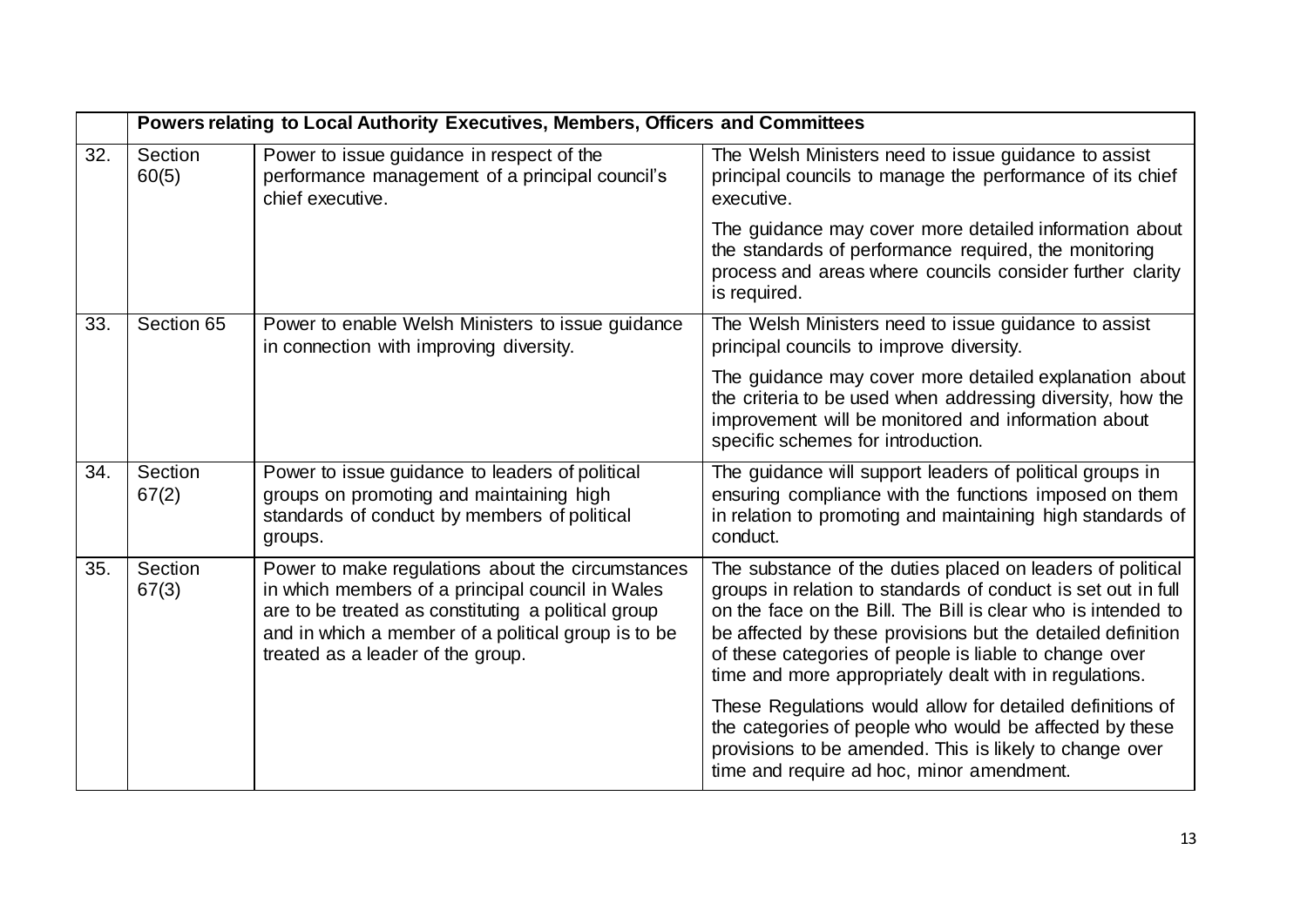| | Powers relating to Local Authority Executives, Members, Officers and Committees | | |
|---|---|---|---|
| 32. | Section 60(5) | Power to issue guidance in respect of the performance management of a principal council's chief executive. | The Welsh Ministers need to issue guidance to assist principal councils to manage the performance of its chief executive.<br><br>The guidance may cover more detailed information about the standards of performance required, the monitoring process and areas where councils consider further clarity is required. |
| 33. | Section 65 | Power to enable Welsh Ministers to issue guidance in connection with improving diversity. | The Welsh Ministers need to issue guidance to assist principal councils to improve diversity.<br><br>The guidance may cover more detailed explanation about the criteria to be used when addressing diversity, how the improvement will be monitored and information about specific schemes for introduction. |
| 34. | Section 67(2) | Power to issue guidance to leaders of political groups on promoting and maintaining high standards of conduct by members of political groups. | The guidance will support leaders of political groups in ensuring compliance with the functions imposed on them in relation to promoting and maintaining high standards of conduct. |
| 35. | Section 67(3) | Power to make regulations about the circumstances in which members of a principal council in Wales are to be treated as constituting a political group and in which a member of a political group is to be treated as a leader of the group. | The substance of the duties placed on leaders of political groups in relation to standards of conduct is set out in full on the face on the Bill. The Bill is clear who is intended to be affected by these provisions but the detailed definition of these categories of people is liable to change over time and more appropriately dealt with in regulations.<br><br>These Regulations would allow for detailed definitions of the categories of people who would be affected by these provisions to be amended. This is likely to change over time and require ad hoc, minor amendment. |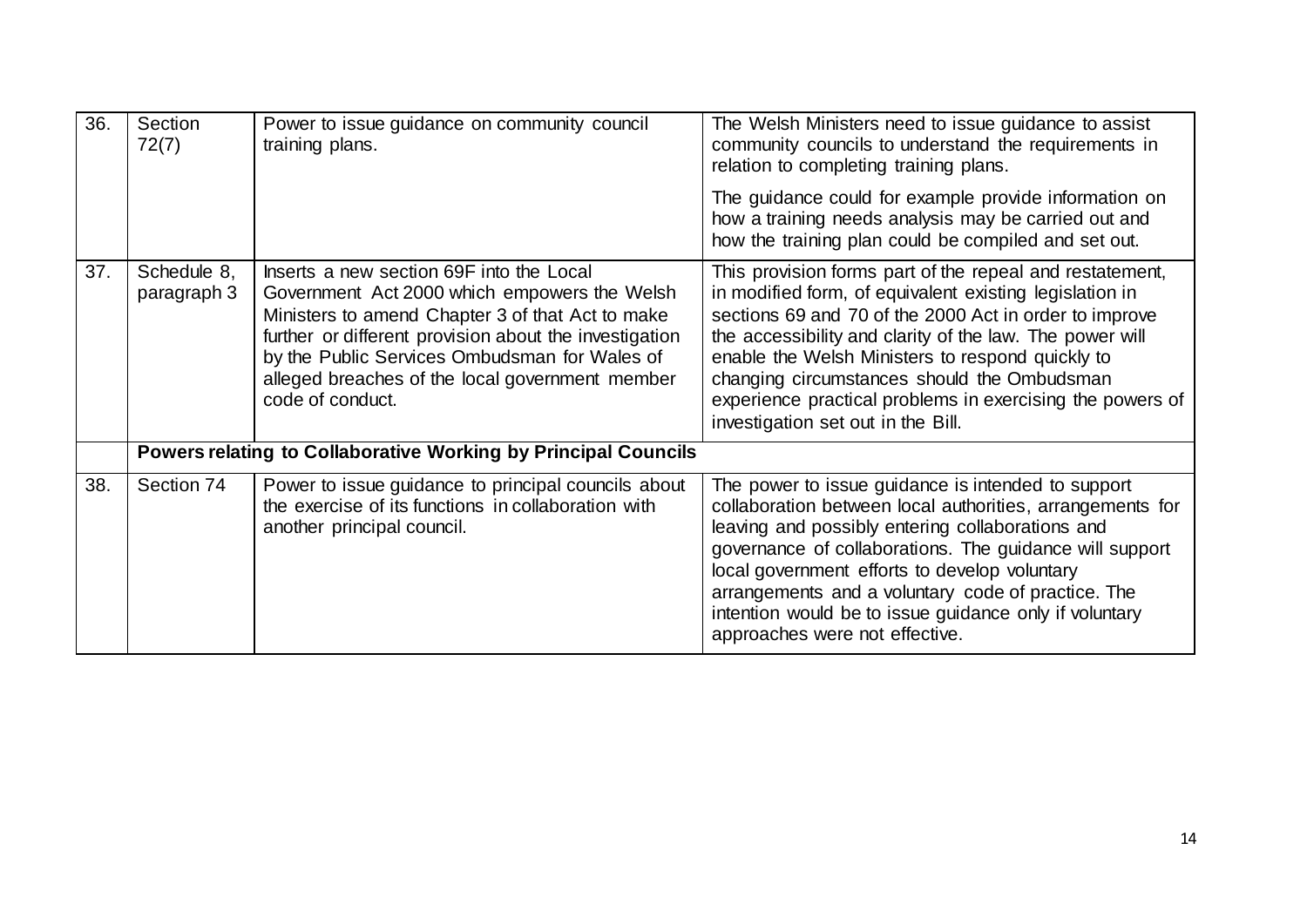| | | | |
|---|---|---|---|
| 36. | Section 72(7) | Power to issue guidance on community council training plans. | The Welsh Ministers need to issue guidance to assist community councils to understand the requirements in relation to completing training plans.<br><br>The guidance could for example provide information on how a training needs analysis may be carried out and how the training plan could be compiled and set out. |
| 37. | Schedule 8, paragraph 3 | Inserts a new section 69F into the Local Government Act 2000 which empowers the Welsh Ministers to amend Chapter 3 of that Act to make further or different provision about the investigation by the Public Services Ombudsman for Wales of alleged breaches of the local government member code of conduct. | This provision forms part of the repeal and restatement, in modified form, of equivalent existing legislation in sections 69 and 70 of the 2000 Act in order to improve the accessibility and clarity of the law. The power will enable the Welsh Ministers to respond quickly to changing circumstances should the Ombudsman experience practical problems in exercising the powers of investigation set out in the Bill. |
| | **Powers relating to Collaborative Working by Principal Councils** | | |
| 38. | Section 74 | Power to issue guidance to principal councils about the exercise of its functions in collaboration with another principal council. | The power to issue guidance is intended to support collaboration between local authorities, arrangements for leaving and possibly entering collaborations and governance of collaborations. The guidance will support local government efforts to develop voluntary arrangements and a voluntary code of practice. The intention would be to issue guidance only if voluntary approaches were not effective. |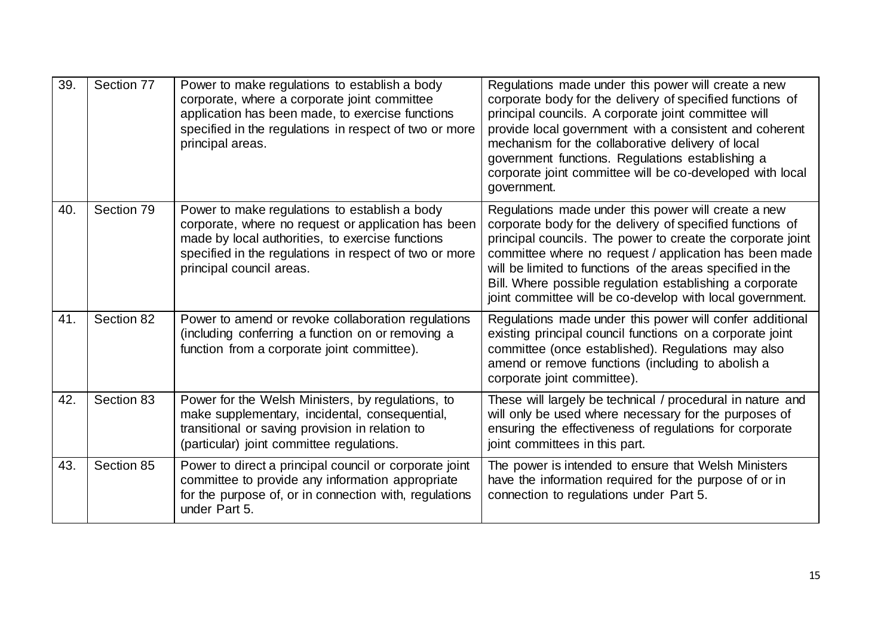| 39. | Section 77 | Power to make regulations to establish a body corporate, where a corporate joint committee application has been made, to exercise functions specified in the regulations in respect of two or more principal areas. | Regulations made under this power will create a new corporate body for the delivery of specified functions of principal councils. A corporate joint committee will provide local government with a consistent and coherent mechanism for the collaborative delivery of local government functions. Regulations establishing a corporate joint committee will be co-developed with local government. |
|---|---|---|---|
| 40. | Section 79 | Power to make regulations to establish a body corporate, where no request or application has been made by local authorities, to exercise functions specified in the regulations in respect of two or more principal council areas. | Regulations made under this power will create a new corporate body for the delivery of specified functions of principal councils. The power to create the corporate joint committee where no request / application has been made will be limited to functions of the areas specified in the Bill. Where possible regulation establishing a corporate joint committee will be co-develop with local government. |
| 41. | Section 82 | Power to amend or revoke collaboration regulations (including conferring a function on or removing a function from a corporate joint committee). | Regulations made under this power will confer additional existing principal council functions on a corporate joint committee (once established). Regulations may also amend or remove functions (including to abolish a corporate joint committee). |
| 42. | Section 83 | Power for the Welsh Ministers, by regulations, to make supplementary, incidental, consequential, transitional or saving provision in relation to (particular) joint committee regulations. | These will largely be technical / procedural in nature and will only be used where necessary for the purposes of ensuring the effectiveness of regulations for corporate joint committees in this part. |
| 43. | Section 85 | Power to direct a principal council or corporate joint committee to provide any information appropriate for the purpose of, or in connection with, regulations under Part 5. | The power is intended to ensure that Welsh Ministers have the information required for the purpose of or in connection to regulations under Part 5. |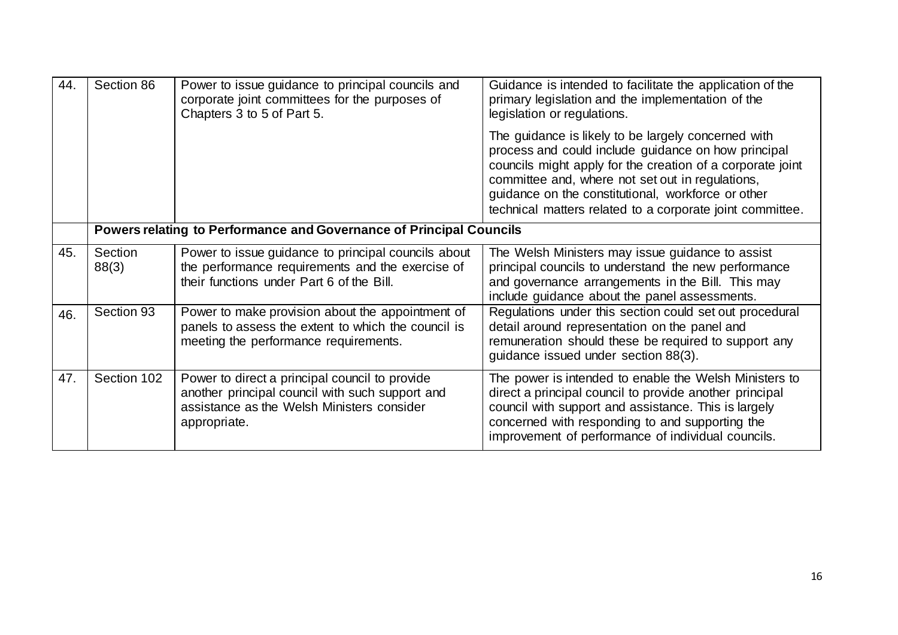| | | | |
|---|---|---|---|
| 44. | Section 86 | Power to issue guidance to principal councils and corporate joint committees for the purposes of Chapters 3 to 5 of Part 5. | Guidance is intended to facilitate the application of the primary legislation and the implementation of the legislation or regulations.<br><br>The guidance is likely to be largely concerned with process and could include guidance on how principal councils might apply for the creation of a corporate joint committee and, where not set out in regulations, guidance on the constitutional, workforce or other technical matters related to a corporate joint committee. |
| | **Powers relating to Performance and Governance of Principal Councils** | | |
| 45. | Section 88(3) | Power to issue guidance to principal councils about the performance requirements and the exercise of their functions under Part 6 of the Bill. | The Welsh Ministers may issue guidance to assist principal councils to understand the new performance and governance arrangements in the Bill. This may include guidance about the panel assessments. |
| 46. | Section 93 | Power to make provision about the appointment of panels to assess the extent to which the council is meeting the performance requirements. | Regulations under this section could set out procedural detail around representation on the panel and remuneration should these be required to support any guidance issued under section 88(3). |
| 47. | Section 102 | Power to direct a principal council to provide another principal council with such support and assistance as the Welsh Ministers consider appropriate. | The power is intended to enable the Welsh Ministers to direct a principal council to provide another principal council with support and assistance. This is largely concerned with responding to and supporting the improvement of performance of individual councils. |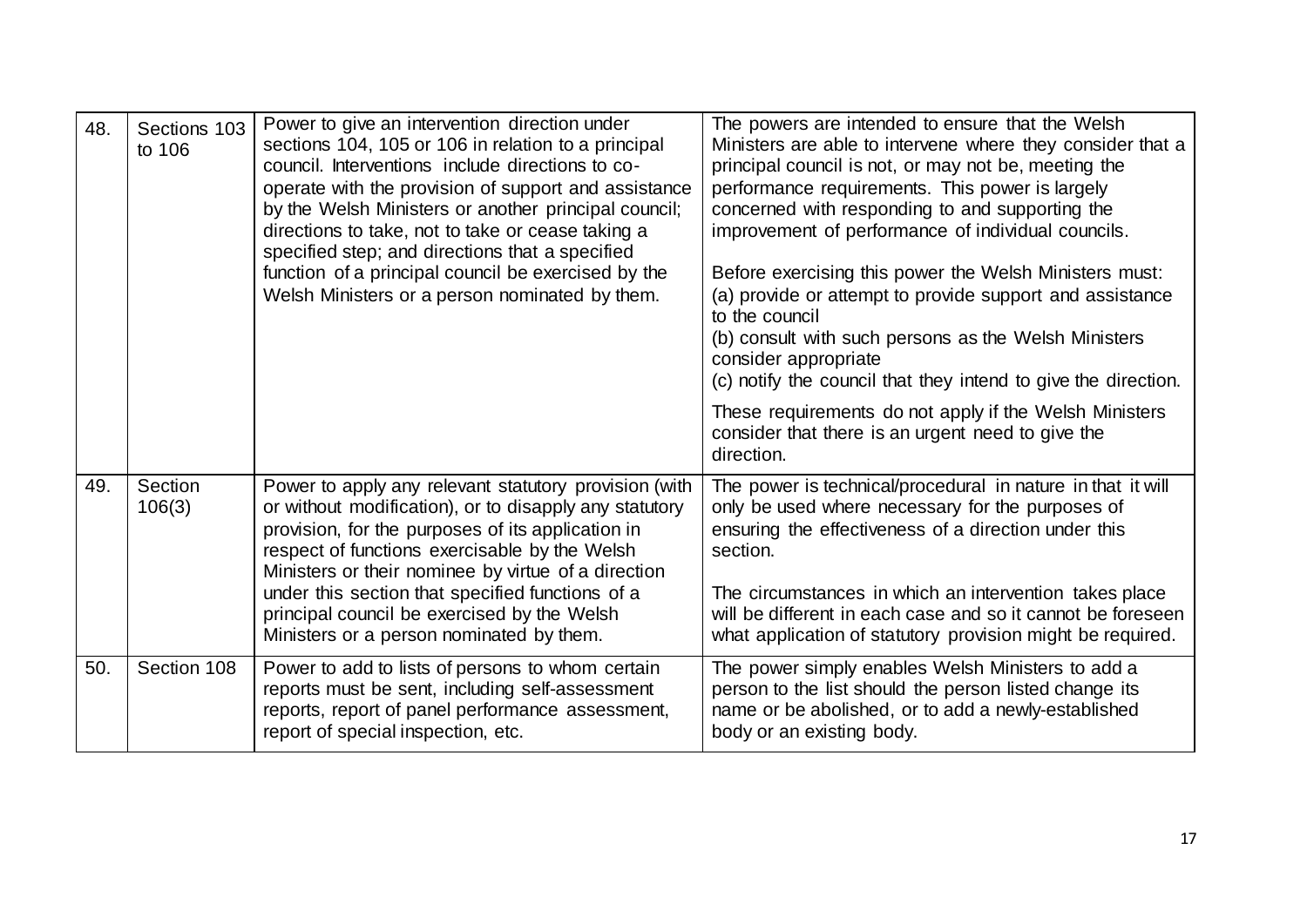| | | | |
|---|---|---|---|
| 48. | Sections 103 to 106 | Power to give an intervention direction under sections 104, 105 or 106 in relation to a principal council. Interventions include directions to co-operate with the provision of support and assistance by the Welsh Ministers or another principal council; directions to take, not to take or cease taking a specified step; and directions that a specified function of a principal council be exercised by the Welsh Ministers or a person nominated by them. | The powers are intended to ensure that the Welsh Ministers are able to intervene where they consider that a principal council is not, or may not be, meeting the performance requirements. This power is largely concerned with responding to and supporting the improvement of performance of individual councils.<br><br>Before exercising this power the Welsh Ministers must:<br>(a) provide or attempt to provide support and assistance to the council<br>(b) consult with such persons as the Welsh Ministers consider appropriate<br>(c) notify the council that they intend to give the direction.<br><br>These requirements do not apply if the Welsh Ministers consider that there is an urgent need to give the direction. |
| 49. | Section 106(3) | Power to apply any relevant statutory provision (with or without modification), or to disapply any statutory provision, for the purposes of its application in respect of functions exercisable by the Welsh Ministers or their nominee by virtue of a direction under this section that specified functions of a principal council be exercised by the Welsh Ministers or a person nominated by them. | The power is technical/procedural in nature in that it will only be used where necessary for the purposes of ensuring the effectiveness of a direction under this section.<br><br>The circumstances in which an intervention takes place will be different in each case and so it cannot be foreseen what application of statutory provision might be required. |
| 50. | Section 108 | Power to add to lists of persons to whom certain reports must be sent, including self-assessment reports, report of panel performance assessment, report of special inspection, etc. | The power simply enables Welsh Ministers to add a person to the list should the person listed change its name or be abolished, or to add a newly-established body or an existing body. |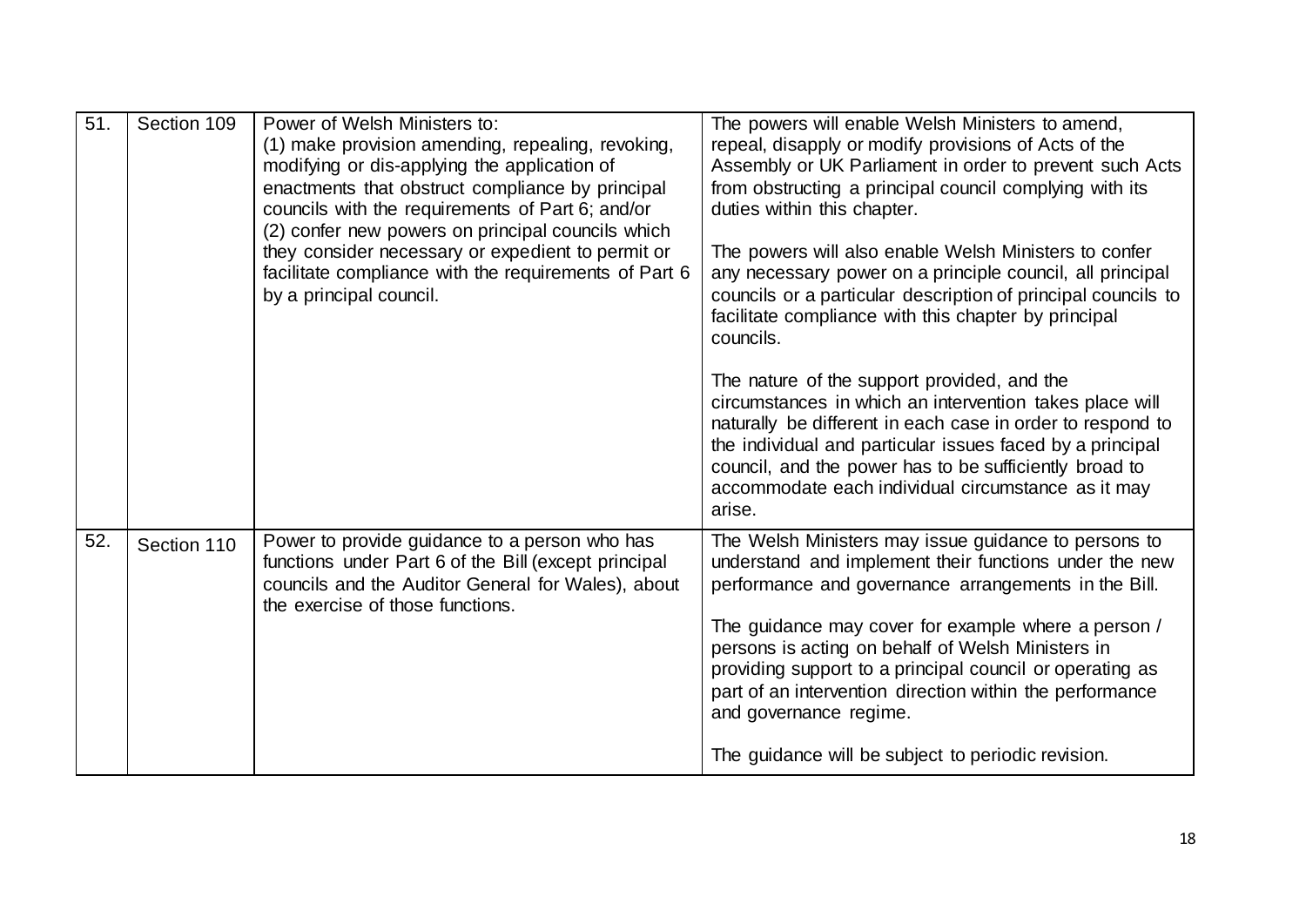| 51. | Section 109 | Power of Welsh Ministers to:<br>(1) make provision amending, repealing, revoking, modifying or dis-applying the application of enactments that obstruct compliance by principal councils with the requirements of Part 6; and/or<br>(2) confer new powers on principal councils which they consider necessary or expedient to permit or facilitate compliance with the requirements of Part 6 by a principal council. | The powers will enable Welsh Ministers to amend, repeal, disapply or modify provisions of Acts of the Assembly or UK Parliament in order to prevent such Acts from obstructing a principal council complying with its duties within this chapter.<br><br>The powers will also enable Welsh Ministers to confer any necessary power on a principle council, all principal councils or a particular description of principal councils to facilitate compliance with this chapter by principal councils.<br><br>The nature of the support provided, and the circumstances in which an intervention takes place will naturally be different in each case in order to respond to the individual and particular issues faced by a principal council, and the power has to be sufficiently broad to accommodate each individual circumstance as it may arise. |
|---|---|---|---|
| 52. | Section 110 | Power to provide guidance to a person who has functions under Part 6 of the Bill (except principal councils and the Auditor General for Wales), about the exercise of those functions. | The Welsh Ministers may issue guidance to persons to understand and implement their functions under the new performance and governance arrangements in the Bill.<br><br>The guidance may cover for example where a person / persons is acting on behalf of Welsh Ministers in providing support to a principal council or operating as part of an intervention direction within the performance and governance regime.<br><br>The guidance will be subject to periodic revision. |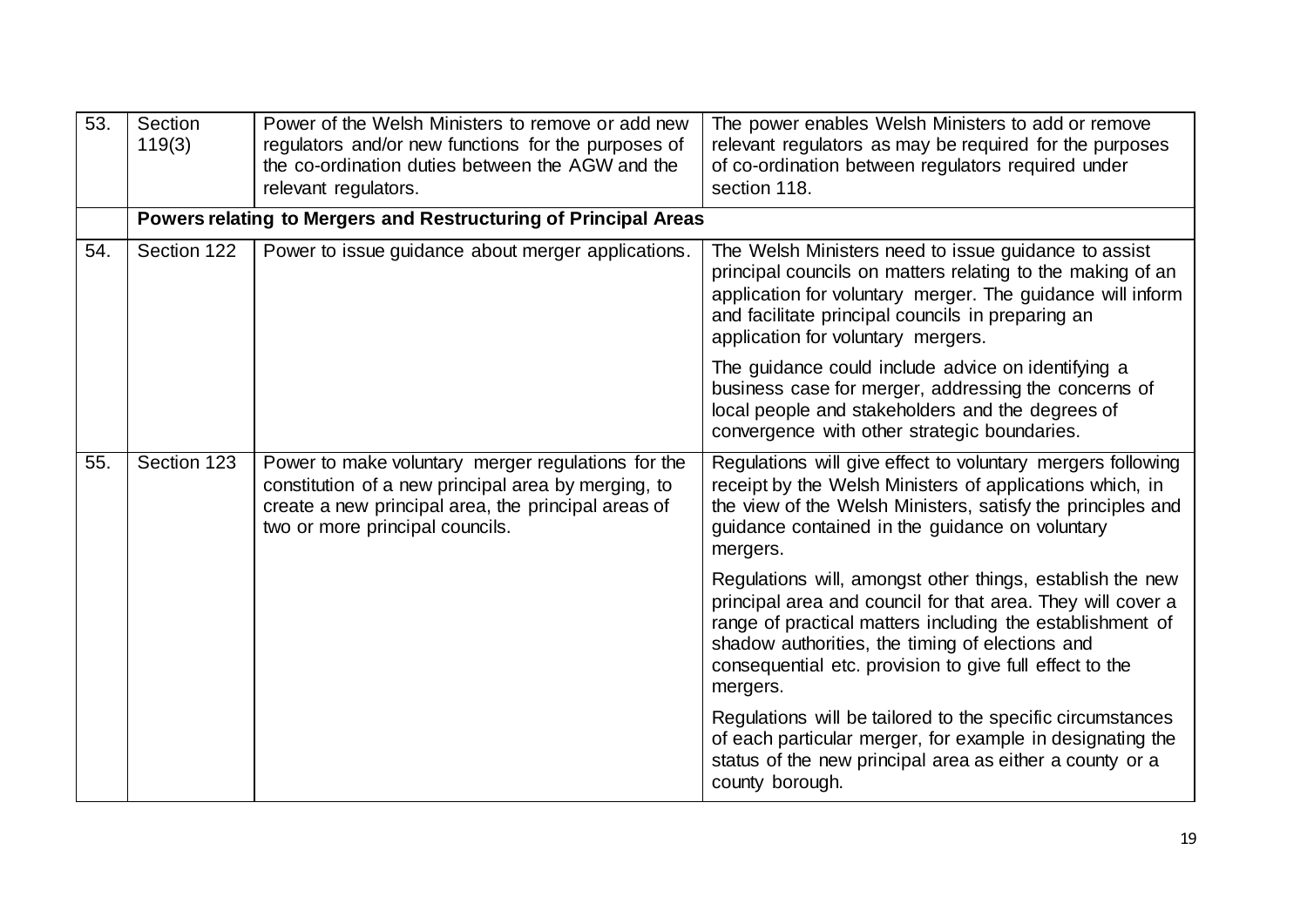| | | | |
|---|---|---|---|
| 53. | Section 119(3) | Power of the Welsh Ministers to remove or add new regulators and/or new functions for the purposes of the co-ordination duties between the AGW and the relevant regulators. | The power enables Welsh Ministers to add or remove relevant regulators as may be required for the purposes of co-ordination between regulators required under section 118. |
| | **Powers relating to Mergers and Restructuring of Principal Areas** | | |
| 54. | Section 122 | Power to issue guidance about merger applications. | The Welsh Ministers need to issue guidance to assist principal councils on matters relating to the making of an application for voluntary merger. The guidance will inform and facilitate principal councils in preparing an application for voluntary mergers.<br><br>The guidance could include advice on identifying a business case for merger, addressing the concerns of local people and stakeholders and the degrees of convergence with other strategic boundaries. |
| 55. | Section 123 | Power to make voluntary merger regulations for the constitution of a new principal area by merging, to create a new principal area, the principal areas of two or more principal councils. | Regulations will give effect to voluntary mergers following receipt by the Welsh Ministers of applications which, in the view of the Welsh Ministers, satisfy the principles and guidance contained in the guidance on voluntary mergers.<br><br>Regulations will, amongst other things, establish the new principal area and council for that area. They will cover a range of practical matters including the establishment of shadow authorities, the timing of elections and consequential etc. provision to give full effect to the mergers.<br><br>Regulations will be tailored to the specific circumstances of each particular merger, for example in designating the status of the new principal area as either a county or a county borough. |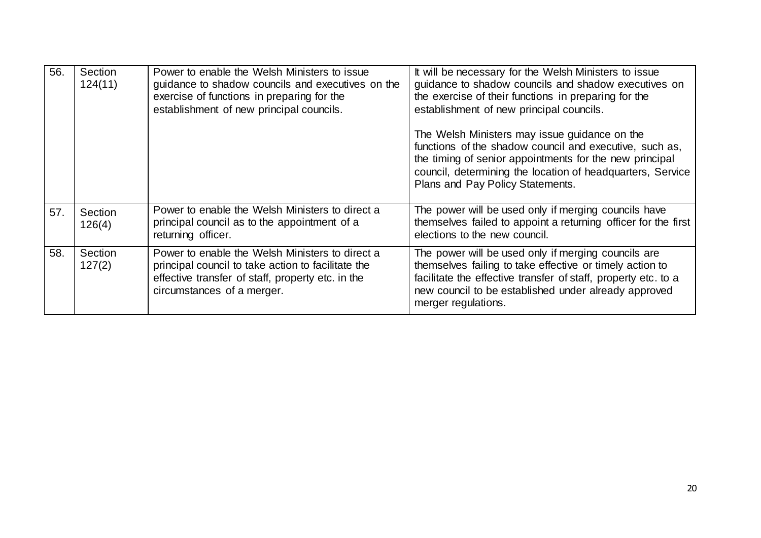| 56. | Section 124(11) | Power to enable the Welsh Ministers to issue guidance to shadow councils and executives on the exercise of functions in preparing for the establishment of new principal councils. | It will be necessary for the Welsh Ministers to issue guidance to shadow councils and shadow executives on the exercise of their functions in preparing for the establishment of new principal councils.<br><br>The Welsh Ministers may issue guidance on the functions of the shadow council and executive, such as, the timing of senior appointments for the new principal council, determining the location of headquarters, Service Plans and Pay Policy Statements. |
|---|---|---|---|
| 57. | Section 126(4) | Power to enable the Welsh Ministers to direct a principal council as to the appointment of a returning officer. | The power will be used only if merging councils have themselves failed to appoint a returning officer for the first elections to the new council. |
| 58. | Section 127(2) | Power to enable the Welsh Ministers to direct a principal council to take action to facilitate the effective transfer of staff, property etc. in the circumstances of a merger. | The power will be used only if merging councils are themselves failing to take effective or timely action to facilitate the effective transfer of staff, property etc. to a new council to be established under already approved merger regulations. |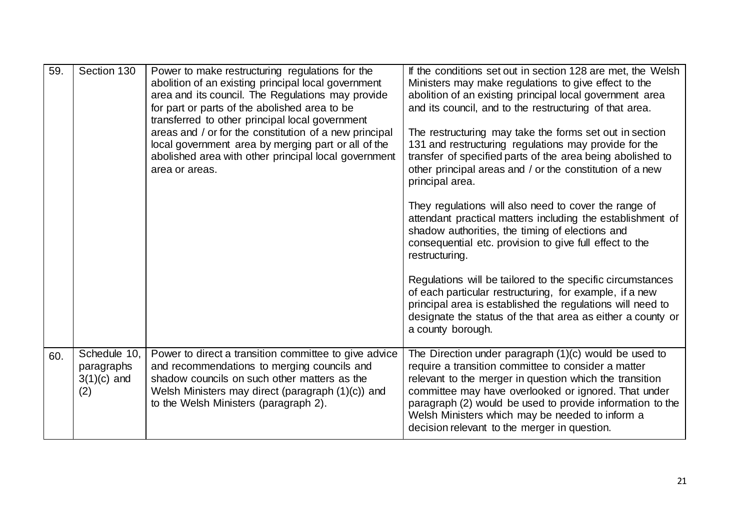| 59. | Section 130 | Power to make restructuring regulations for the abolition of an existing principal local government area and its council. The Regulations may provide for part or parts of the abolished area to be transferred to other principal local government areas and / or for the constitution of a new principal local government area by merging part or all of the abolished area with other principal local government area or areas. | If the conditions set out in section 128 are met, the Welsh Ministers may make regulations to give effect to the abolition of an existing principal local government area and its council, and to the restructuring of that area.<br><br>The restructuring may take the forms set out in section 131 and restructuring regulations may provide for the transfer of specified parts of the area being abolished to other principal areas and / or the constitution of a new principal area.<br><br>They regulations will also need to cover the range of attendant practical matters including the establishment of shadow authorities, the timing of elections and consequential etc. provision to give full effect to the restructuring.<br><br>Regulations will be tailored to the specific circumstances of each particular restructuring, for example, if a new principal area is established the regulations will need to designate the status of the that area as either a county or a county borough. |
|---|---|---|---|
| 60. | Schedule 10, paragraphs 3(1)(c) and (2) | Power to direct a transition committee to give advice and recommendations to merging councils and shadow councils on such other matters as the Welsh Ministers may direct (paragraph (1)(c)) and to the Welsh Ministers (paragraph 2). | The Direction under paragraph (1)(c) would be used to require a transition committee to consider a matter relevant to the merger in question which the transition committee may have overlooked or ignored. That under paragraph (2) would be used to provide information to the Welsh Ministers which may be needed to inform a decision relevant to the merger in question. |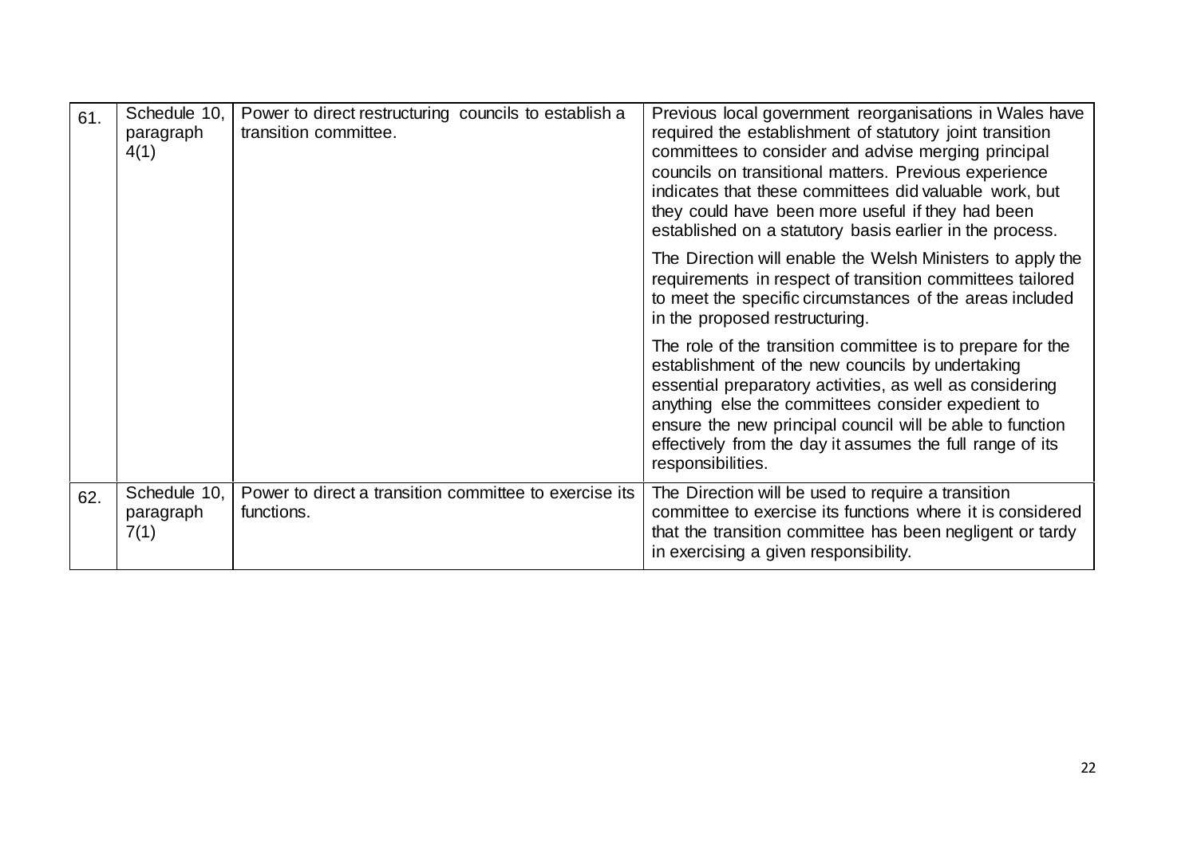| | | | |
|---|---|---|---|
| 61. | Schedule 10, paragraph 4(1) | Power to direct restructuring councils to establish a transition committee. | Previous local government reorganisations in Wales have required the establishment of statutory joint transition committees to consider and advise merging principal councils on transitional matters. Previous experience indicates that these committees did valuable work, but they could have been more useful if they had been established on a statutory basis earlier in the process.<br><br>The Direction will enable the Welsh Ministers to apply the requirements in respect of transition committees tailored to meet the specific circumstances of the areas included in the proposed restructuring.<br><br>The role of the transition committee is to prepare for the establishment of the new councils by undertaking essential preparatory activities, as well as considering anything else the committees consider expedient to ensure the new principal council will be able to function effectively from the day it assumes the full range of its responsibilities. |
| 62. | Schedule 10, paragraph 7(1) | Power to direct a transition committee to exercise its functions. | The Direction will be used to require a transition committee to exercise its functions where it is considered that the transition committee has been negligent or tardy in exercising a given responsibility. |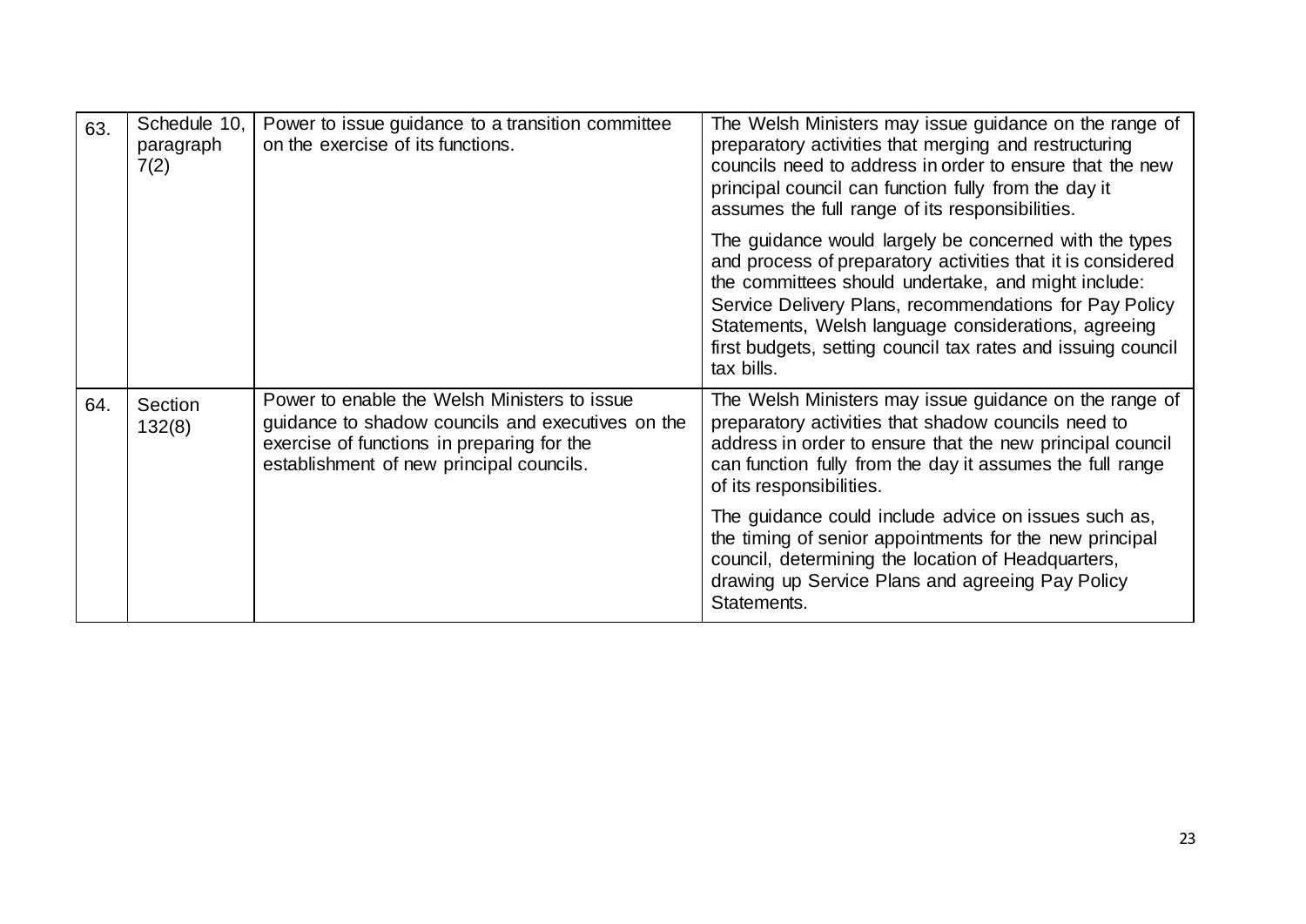| | | | |
|---|---|---|---|
| 63. | Schedule 10, paragraph 7(2) | Power to issue guidance to a transition committee on the exercise of its functions. | The Welsh Ministers may issue guidance on the range of preparatory activities that merging and restructuring councils need to address in order to ensure that the new principal council can function fully from the day it assumes the full range of its responsibilities.<br><br>The guidance would largely be concerned with the types and process of preparatory activities that it is considered the committees should undertake, and might include: Service Delivery Plans, recommendations for Pay Policy Statements, Welsh language considerations, agreeing first budgets, setting council tax rates and issuing council tax bills. |
| 64. | Section 132(8) | Power to enable the Welsh Ministers to issue guidance to shadow councils and executives on the exercise of functions in preparing for the establishment of new principal councils. | The Welsh Ministers may issue guidance on the range of preparatory activities that shadow councils need to address in order to ensure that the new principal council can function fully from the day it assumes the full range of its responsibilities.<br><br>The guidance could include advice on issues such as, the timing of senior appointments for the new principal council, determining the location of Headquarters, drawing up Service Plans and agreeing Pay Policy Statements. |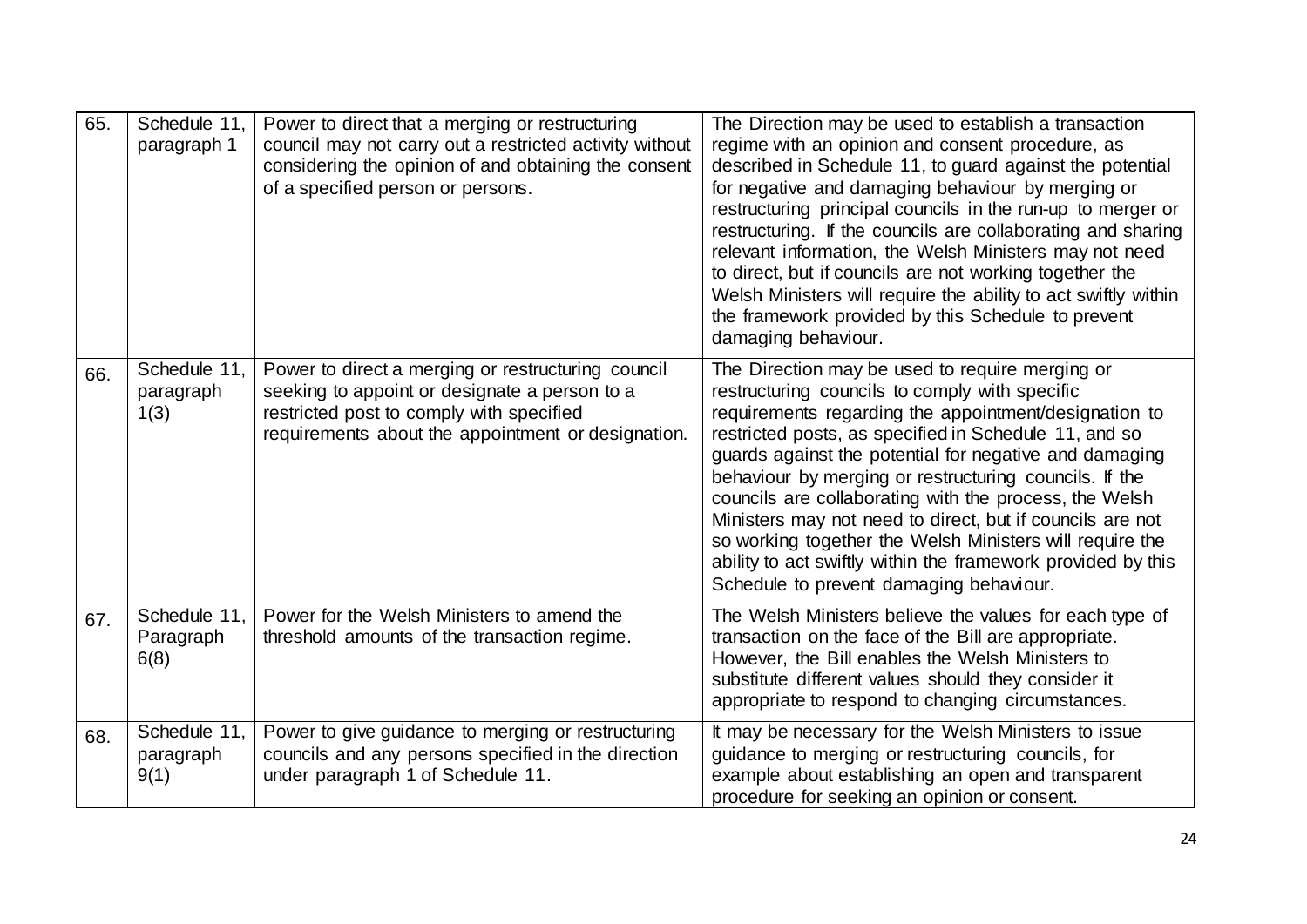| 65. | Schedule 11, paragraph 1 | Power to direct that a merging or restructuring council may not carry out a restricted activity without considering the opinion of and obtaining the consent of a specified person or persons. | The Direction may be used to establish a transaction regime with an opinion and consent procedure, as described in Schedule 11, to guard against the potential for negative and damaging behaviour by merging or restructuring principal councils in the run-up to merger or restructuring. If the councils are collaborating and sharing relevant information, the Welsh Ministers may not need to direct, but if councils are not working together the Welsh Ministers will require the ability to act swiftly within the framework provided by this Schedule to prevent damaging behaviour. |
|---|---|---|---|
| 66. | Schedule 11, paragraph 1(3) | Power to direct a merging or restructuring council seeking to appoint or designate a person to a restricted post to comply with specified requirements about the appointment or designation. | The Direction may be used to require merging or restructuring councils to comply with specific requirements regarding the appointment/designation to restricted posts, as specified in Schedule 11, and so guards against the potential for negative and damaging behaviour by merging or restructuring councils. If the councils are collaborating with the process, the Welsh Ministers may not need to direct, but if councils are not so working together the Welsh Ministers will require the ability to act swiftly within the framework provided by this Schedule to prevent damaging behaviour. |
| 67. | Schedule 11, Paragraph 6(8) | Power for the Welsh Ministers to amend the threshold amounts of the transaction regime. | The Welsh Ministers believe the values for each type of transaction on the face of the Bill are appropriate. However, the Bill enables the Welsh Ministers to substitute different values should they consider it appropriate to respond to changing circumstances. |
| 68. | Schedule 11, paragraph 9(1) | Power to give guidance to merging or restructuring councils and any persons specified in the direction under paragraph 1 of Schedule 11. | It may be necessary for the Welsh Ministers to issue guidance to merging or restructuring councils, for example about establishing an open and transparent procedure for seeking an opinion or consent. |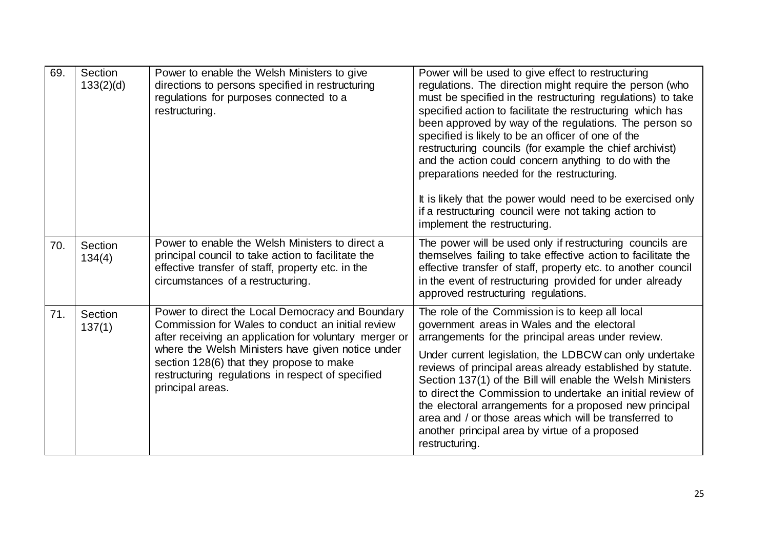| | | | |
|---|---|---|---|
| 69. | Section 133(2)(d) | Power to enable the Welsh Ministers to give directions to persons specified in restructuring regulations for purposes connected to a restructuring. | Power will be used to give effect to restructuring regulations. The direction might require the person (who must be specified in the restructuring regulations) to take specified action to facilitate the restructuring which has been approved by way of the regulations. The person so specified is likely to be an officer of one of the restructuring councils (for example the chief archivist) and the action could concern anything to do with the preparations needed for the restructuring.<br><br>It is likely that the power would need to be exercised only if a restructuring council were not taking action to implement the restructuring. |
| 70. | Section 134(4) | Power to enable the Welsh Ministers to direct a principal council to take action to facilitate the effective transfer of staff, property etc. in the circumstances of a restructuring. | The power will be used only if restructuring councils are themselves failing to take effective action to facilitate the effective transfer of staff, property etc. to another council in the event of restructuring provided for under already approved restructuring regulations. |
| 71. | Section 137(1) | Power to direct the Local Democracy and Boundary Commission for Wales to conduct an initial review after receiving an application for voluntary merger or where the Welsh Ministers have given notice under section 128(6) that they propose to make restructuring regulations in respect of specified principal areas. | The role of the Commission is to keep all local government areas in Wales and the electoral arrangements for the principal areas under review.<br><br>Under current legislation, the LDBCW can only undertake reviews of principal areas already established by statute. Section 137(1) of the Bill will enable the Welsh Ministers to direct the Commission to undertake an initial review of the electoral arrangements for a proposed new principal area and / or those areas which will be transferred to another principal area by virtue of a proposed restructuring. |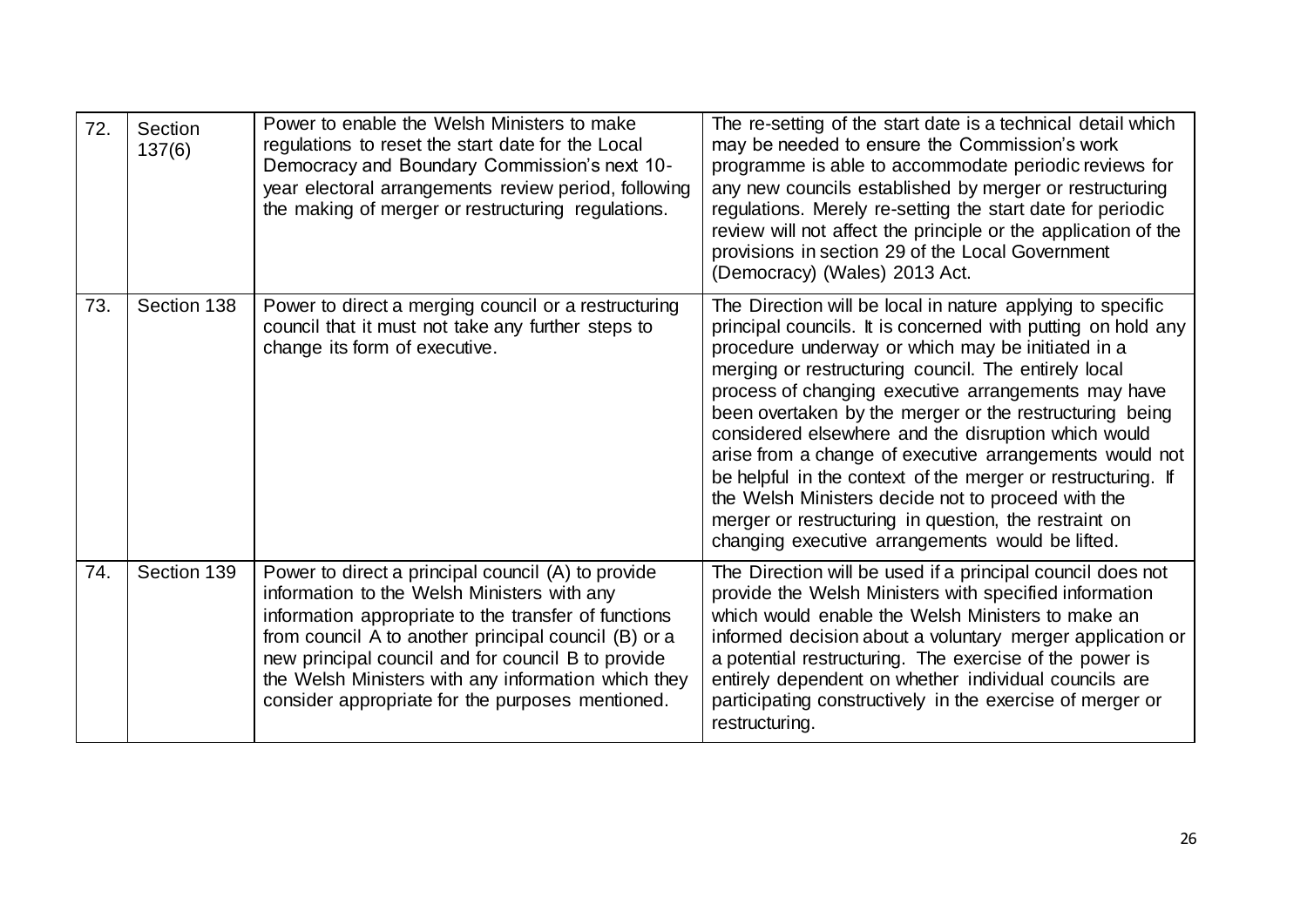| | | | |
|---|---|---|---|
| 72. | Section 137(6) | Power to enable the Welsh Ministers to make regulations to reset the start date for the Local Democracy and Boundary Commission's next 10-year electoral arrangements review period, following the making of merger or restructuring regulations. | The re-setting of the start date is a technical detail which may be needed to ensure the Commission's work programme is able to accommodate periodic reviews for any new councils established by merger or restructuring regulations. Merely re-setting the start date for periodic review will not affect the principle or the application of the provisions in section 29 of the Local Government (Democracy) (Wales) 2013 Act. |
| 73. | Section 138 | Power to direct a merging council or a restructuring council that it must not take any further steps to change its form of executive. | The Direction will be local in nature applying to specific principal councils. It is concerned with putting on hold any procedure underway or which may be initiated in a merging or restructuring council. The entirely local process of changing executive arrangements may have been overtaken by the merger or the restructuring being considered elsewhere and the disruption which would arise from a change of executive arrangements would not be helpful in the context of the merger or restructuring. If the Welsh Ministers decide not to proceed with the merger or restructuring in question, the restraint on changing executive arrangements would be lifted. |
| 74. | Section 139 | Power to direct a principal council (A) to provide information to the Welsh Ministers with any information appropriate to the transfer of functions from council A to another principal council (B) or a new principal council and for council B to provide the Welsh Ministers with any information which they consider appropriate for the purposes mentioned. | The Direction will be used if a principal council does not provide the Welsh Ministers with specified information which would enable the Welsh Ministers to make an informed decision about a voluntary merger application or a potential restructuring. The exercise of the power is entirely dependent on whether individual councils are participating constructively in the exercise of merger or restructuring. |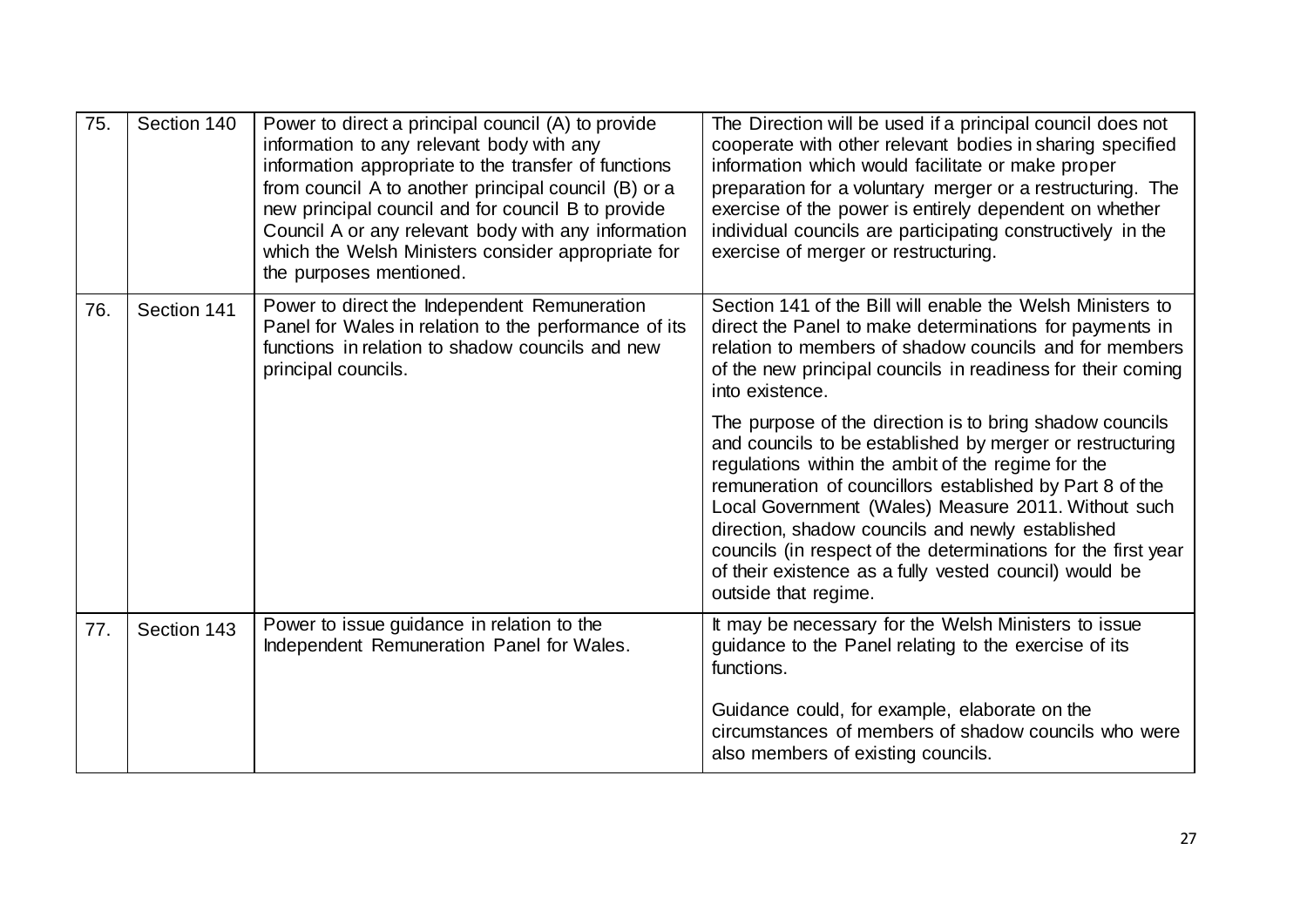| 75. | Section 140 | Power to direct a principal council (A) to provide information to any relevant body with any information appropriate to the transfer of functions from council A to another principal council (B) or a new principal council and for council B to provide Council A or any relevant body with any information which the Welsh Ministers consider appropriate for the purposes mentioned. | The Direction will be used if a principal council does not cooperate with other relevant bodies in sharing specified information which would facilitate or make proper preparation for a voluntary merger or a restructuring. The exercise of the power is entirely dependent on whether individual councils are participating constructively in the exercise of merger or restructuring. |
|---|---|---|---|
| 76. | Section 141 | Power to direct the Independent Remuneration Panel for Wales in relation to the performance of its functions in relation to shadow councils and new principal councils. | Section 141 of the Bill will enable the Welsh Ministers to direct the Panel to make determinations for payments in relation to members of shadow councils and for members of the new principal councils in readiness for their coming into existence.<br><br>The purpose of the direction is to bring shadow councils and councils to be established by merger or restructuring regulations within the ambit of the regime for the remuneration of councillors established by Part 8 of the Local Government (Wales) Measure 2011. Without such direction, shadow councils and newly established councils (in respect of the determinations for the first year of their existence as a fully vested council) would be outside that regime. |
| 77. | Section 143 | Power to issue guidance in relation to the Independent Remuneration Panel for Wales. | It may be necessary for the Welsh Ministers to issue guidance to the Panel relating to the exercise of its functions.<br><br>Guidance could, for example, elaborate on the circumstances of members of shadow councils who were also members of existing councils. |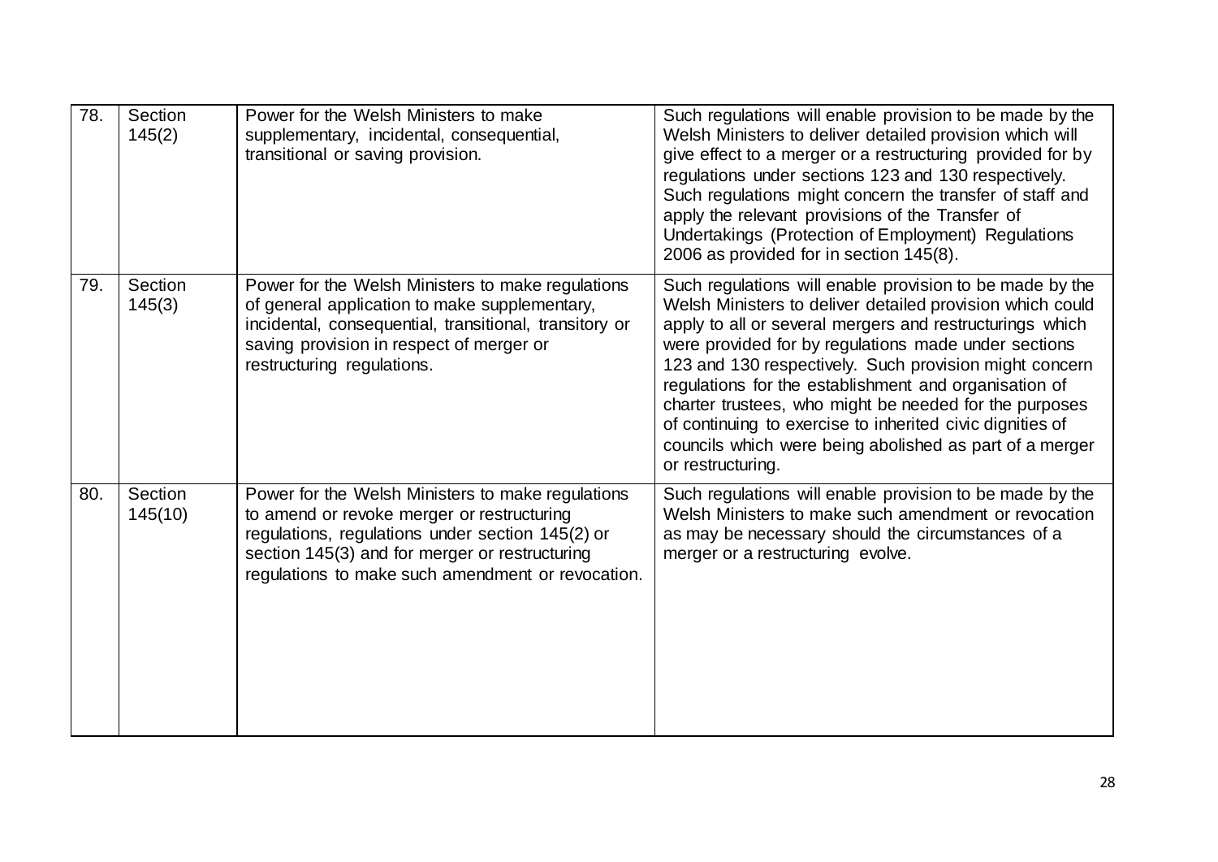| | | | |
|---|---|---|---|
| 78. | Section 145(2) | Power for the Welsh Ministers to make supplementary, incidental, consequential, transitional or saving provision. | Such regulations will enable provision to be made by the Welsh Ministers to deliver detailed provision which will give effect to a merger or a restructuring provided for by regulations under sections 123 and 130 respectively. Such regulations might concern the transfer of staff and apply the relevant provisions of the Transfer of Undertakings (Protection of Employment) Regulations 2006 as provided for in section 145(8). |
| 79. | Section 145(3) | Power for the Welsh Ministers to make regulations of general application to make supplementary, incidental, consequential, transitional, transitory or saving provision in respect of merger or restructuring regulations. | Such regulations will enable provision to be made by the Welsh Ministers to deliver detailed provision which could apply to all or several mergers and restructurings which were provided for by regulations made under sections 123 and 130 respectively. Such provision might concern regulations for the establishment and organisation of charter trustees, who might be needed for the purposes of continuing to exercise to inherited civic dignities of councils which were being abolished as part of a merger or restructuring. |
| 80. | Section 145(10) | Power for the Welsh Ministers to make regulations to amend or revoke merger or restructuring regulations, regulations under section 145(2) or section 145(3) and for merger or restructuring regulations to make such amendment or revocation. | Such regulations will enable provision to be made by the Welsh Ministers to make such amendment or revocation as may be necessary should the circumstances of a merger or a restructuring evolve. |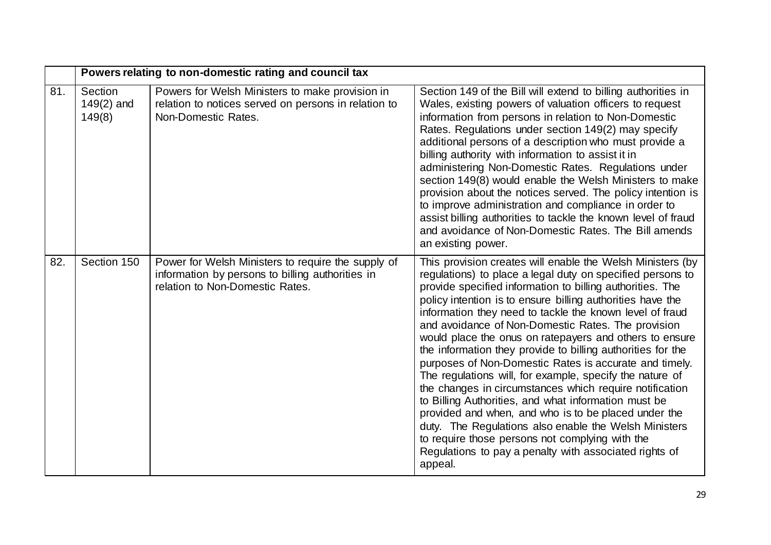| | Powers relating to non-domestic rating and council tax | | |
|---|---|---|---|
| 81. | Section 149(2) and 149(8) | Powers for Welsh Ministers to make provision in relation to notices served on persons in relation to Non-Domestic Rates. | Section 149 of the Bill will extend to billing authorities in Wales, existing powers of valuation officers to request information from persons in relation to Non-Domestic Rates. Regulations under section 149(2) may specify additional persons of a description who must provide a billing authority with information to assist it in administering Non-Domestic Rates. Regulations under section 149(8) would enable the Welsh Ministers to make provision about the notices served. The policy intention is to improve administration and compliance in order to assist billing authorities to tackle the known level of fraud and avoidance of Non-Domestic Rates. The Bill amends an existing power. |
| 82. | Section 150 | Power for Welsh Ministers to require the supply of information by persons to billing authorities in relation to Non-Domestic Rates. | This provision creates will enable the Welsh Ministers (by regulations) to place a legal duty on specified persons to provide specified information to billing authorities. The policy intention is to ensure billing authorities have the information they need to tackle the known level of fraud and avoidance of Non-Domestic Rates. The provision would place the onus on ratepayers and others to ensure the information they provide to billing authorities for the purposes of Non-Domestic Rates is accurate and timely. The regulations will, for example, specify the nature of the changes in circumstances which require notification to Billing Authorities, and what information must be provided and when, and who is to be placed under the duty. The Regulations also enable the Welsh Ministers to require those persons not complying with the Regulations to pay a penalty with associated rights of appeal. |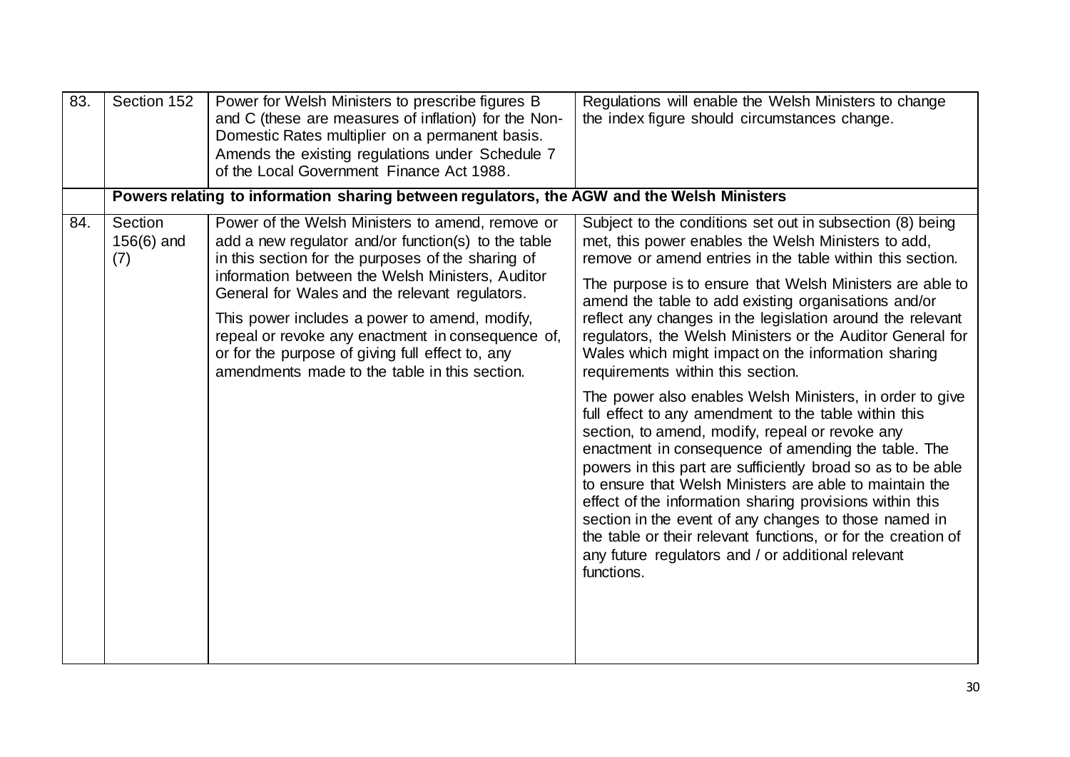| | | | |
|---|---|---|---|
| 83. | Section 152 | Power for Welsh Ministers to prescribe figures B and C (these are measures of inflation) for the Non-Domestic Rates multiplier on a permanent basis. Amends the existing regulations under Schedule 7 of the Local Government Finance Act 1988. | Regulations will enable the Welsh Ministers to change the index figure should circumstances change. |
| | **Powers relating to information sharing between regulators, the AGW and the Welsh Ministers** | | |
| 84. | Section 156(6) and (7) | Power of the Welsh Ministers to amend, remove or add a new regulator and/or function(s) to the table in this section for the purposes of the sharing of information between the Welsh Ministers, Auditor General for Wales and the relevant regulators.<br><br>This power includes a power to amend, modify, repeal or revoke any enactment in consequence of, or for the purpose of giving full effect to, any amendments made to the table in this section. | Subject to the conditions set out in subsection (8) being met, this power enables the Welsh Ministers to add, remove or amend entries in the table within this section.<br><br>The purpose is to ensure that Welsh Ministers are able to amend the table to add existing organisations and/or reflect any changes in the legislation around the relevant regulators, the Welsh Ministers or the Auditor General for Wales which might impact on the information sharing requirements within this section.<br><br>The power also enables Welsh Ministers, in order to give full effect to any amendment to the table within this section, to amend, modify, repeal or revoke any enactment in consequence of amending the table. The powers in this part are sufficiently broad so as to be able to ensure that Welsh Ministers are able to maintain the effect of the information sharing provisions within this section in the event of any changes to those named in the table or their relevant functions, or for the creation of any future regulators and / or additional relevant functions. |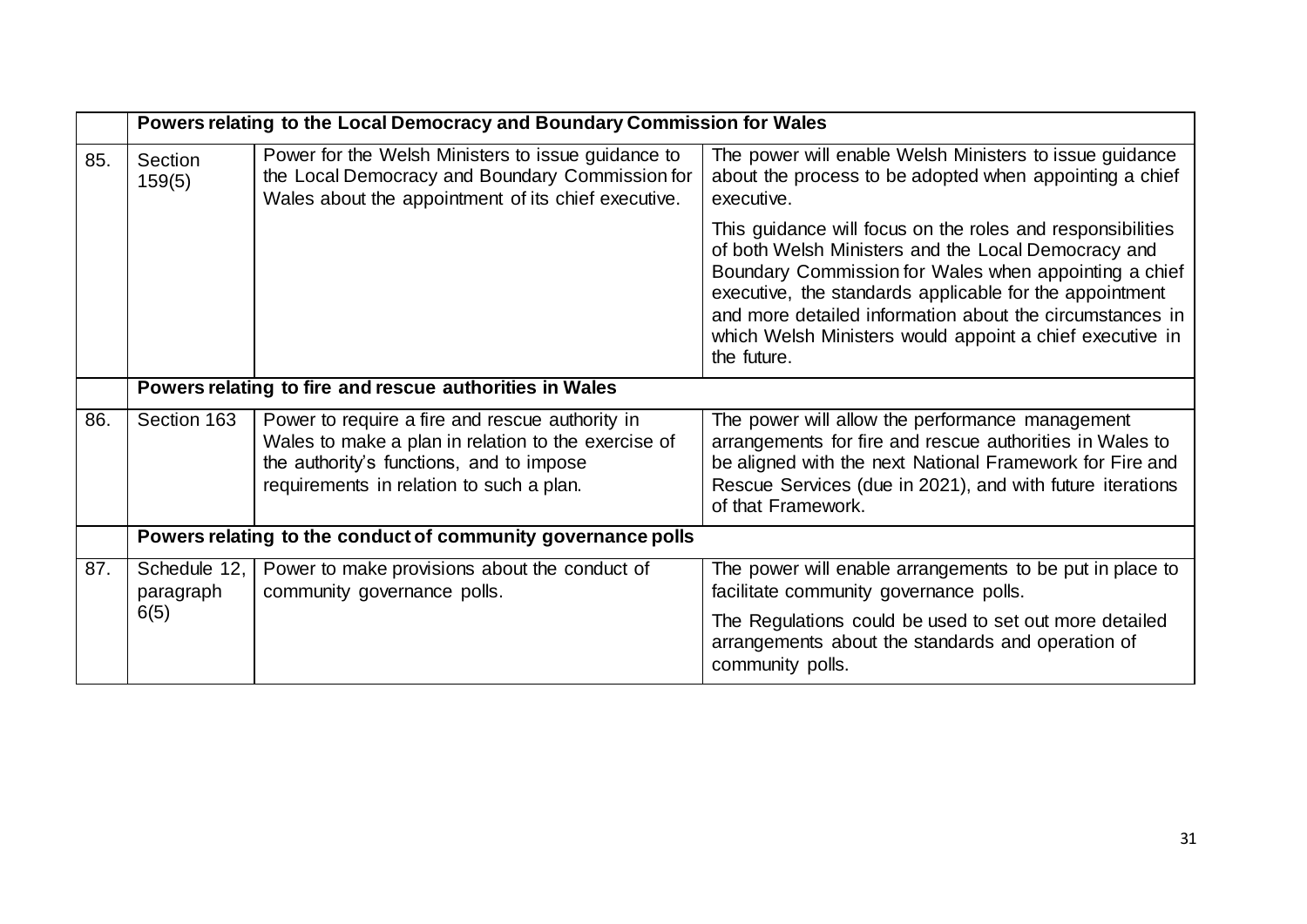| | | | |
|---|---|---|---|
| | **Powers relating to the Local Democracy and Boundary Commission for Wales** | | |
| 85. | Section 159(5) | Power for the Welsh Ministers to issue guidance to the Local Democracy and Boundary Commission for Wales about the appointment of its chief executive. | The power will enable Welsh Ministers to issue guidance about the process to be adopted when appointing a chief executive.<br><br>This guidance will focus on the roles and responsibilities of both Welsh Ministers and the Local Democracy and Boundary Commission for Wales when appointing a chief executive, the standards applicable for the appointment and more detailed information about the circumstances in which Welsh Ministers would appoint a chief executive in the future. |
| | **Powers relating to fire and rescue authorities in Wales** | | |
| 86. | Section 163 | Power to require a fire and rescue authority in Wales to make a plan in relation to the exercise of the authority's functions, and to impose requirements in relation to such a plan. | The power will allow the performance management arrangements for fire and rescue authorities in Wales to be aligned with the next National Framework for Fire and Rescue Services (due in 2021), and with future iterations of that Framework. |
| | **Powers relating to the conduct of community governance polls** | | |
| 87. | Schedule 12, paragraph 6(5) | Power to make provisions about the conduct of community governance polls. | The power will enable arrangements to be put in place to facilitate community governance polls.<br><br>The Regulations could be used to set out more detailed arrangements about the standards and operation of community polls. |